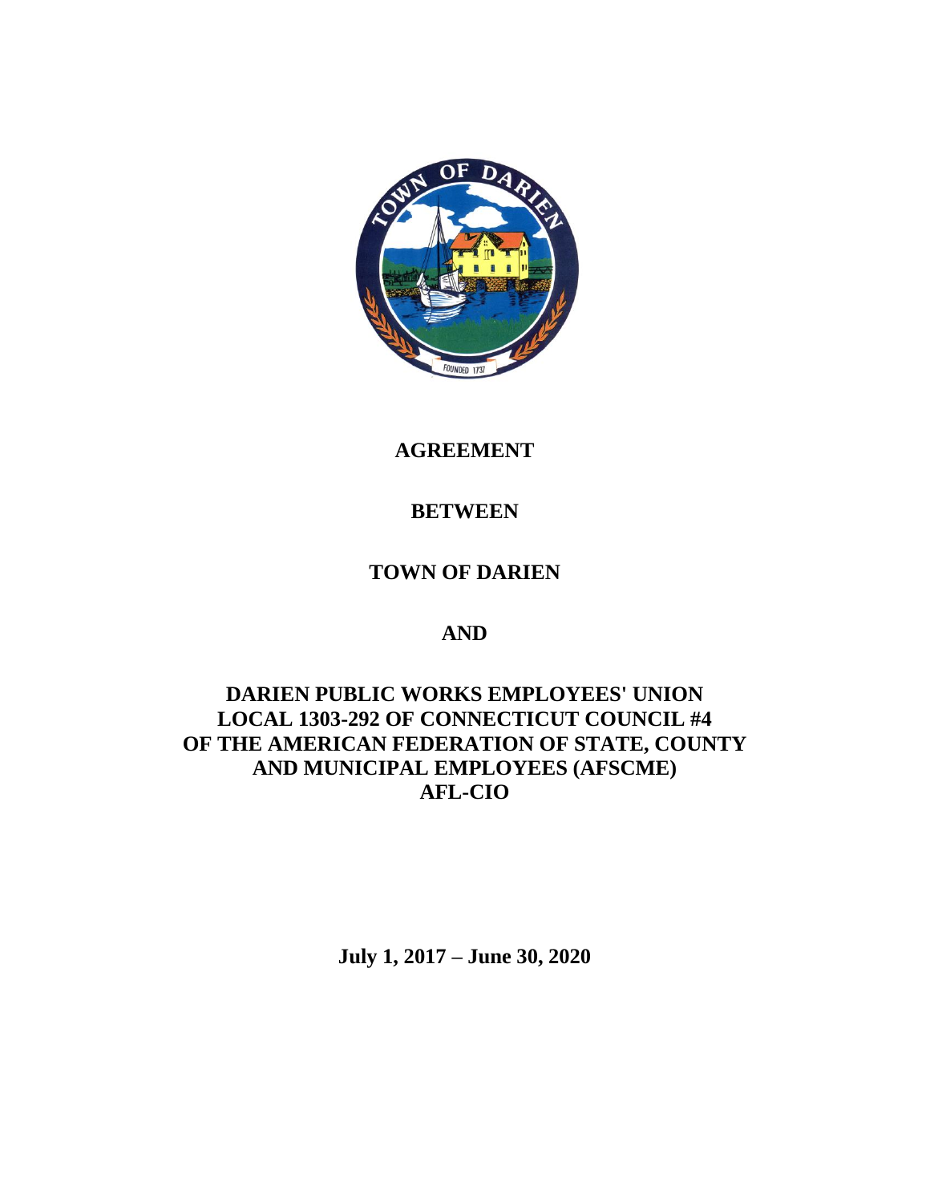# AGREEMENT

# BETWEEN

# TOWN OF DARIEN

# AND

# DARIEN PUBLIC WORKS EMPLOYEES' UNION LOCAL 1303-292 OF CONNECTICUT COUNCIL #4 OF THE AMERICAN FEDERATION OF STATE, COUNTY AND MUNICIPAL EMPLOYEES (AFSCME) AFL-CIO

**July 1, 2017 – June 30, 2020**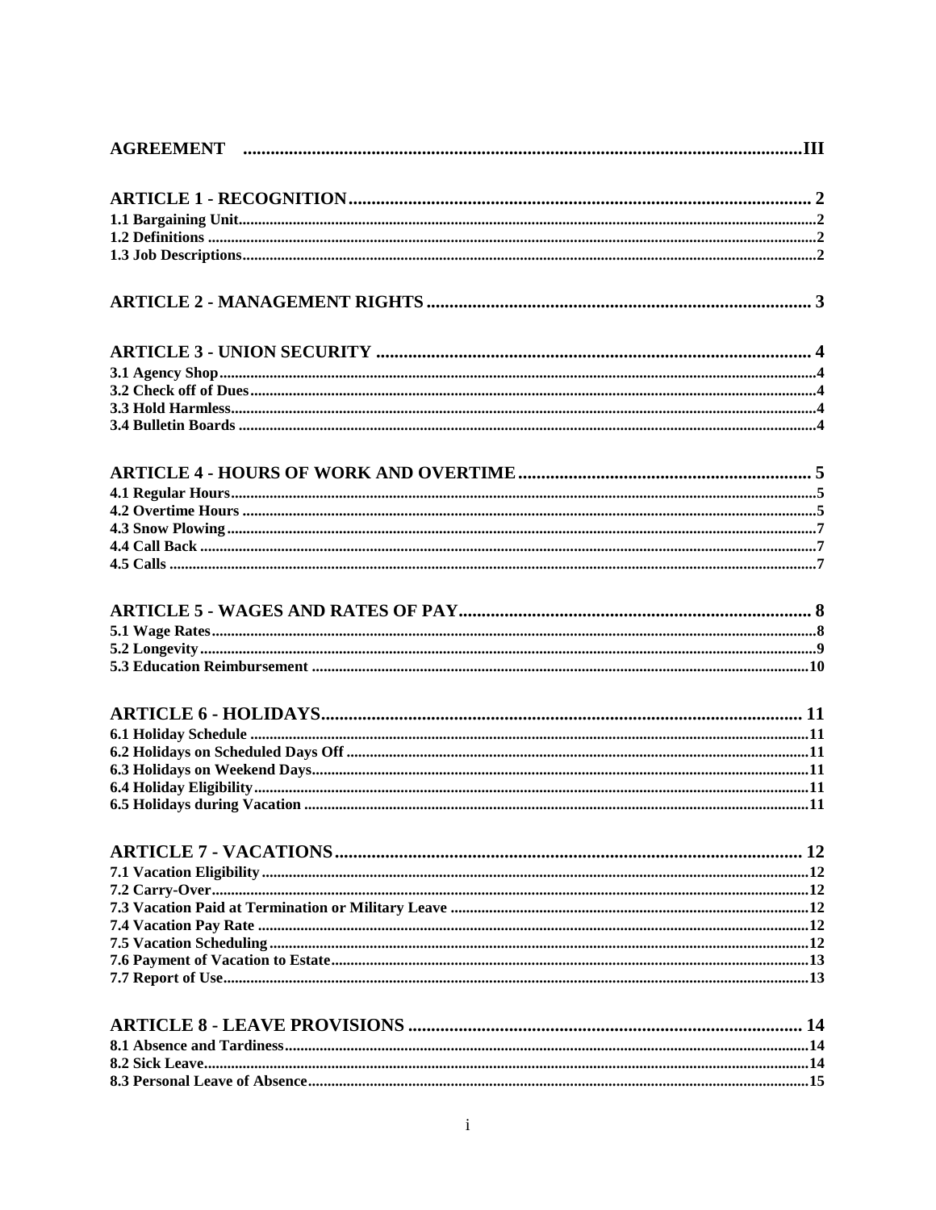**AGREEMENT ........................................................................................................................... III**

**ARTICLE 1 - RECOGNITION ..................................................................................................... 2**

**1.1 Bargaining Unit...........................................................................................................................2**

**1.2 Definitions ..................................................................................................................................2**

**1.3 Job Descriptions..........................................................................................................................2**

**ARTICLE 2 - MANAGEMENT RIGHTS ..................................................................................... 3**

**ARTICLE 3 - UNION SECURITY ............................................................................................... 4**

**3.1 Agency Shop...............................................................................................................................4**

**3.2 Check off of Dues........................................................................................................................4**

**3.3 Hold Harmless.............................................................................................................................4**

**3.4 Bulletin Boards ...........................................................................................................................4**

**ARTICLE 4 - HOURS OF WORK AND OVERTIME ................................................................ 5**

**4.1 Regular Hours..............................................................................................................................5**

**4.2 Overtime Hours ...........................................................................................................................5**

**4.3 Snow Plowing..............................................................................................................................7**

**4.4 Call Back ....................................................................................................................................7**

**4.5 Calls ............................................................................................................................................7**

**ARTICLE 5 - WAGES AND RATES OF PAY............................................................................ 8**

**5.1 Wage Rates..................................................................................................................................8**

**5.2 Longevity ....................................................................................................................................9**

**5.3 Education Reimbursement ........................................................................................................10**

**ARTICLE 6 - HOLIDAYS.......................................................................................................... 11**

**6.1 Holiday Schedule .......................................................................................................................11**

**6.2 Holidays on Scheduled Days Off ...............................................................................................11**

**6.3 Holidays on Weekend Days.......................................................................................................11**

**6.4 Holiday Eligibility.....................................................................................................................11**

**6.5 Holidays during Vacation .........................................................................................................11**

**ARTICLE 7 - VACATIONS........................................................................................................ 12**

**7.1 Vacation Eligibility...................................................................................................................12**

**7.2 Carry-Over.................................................................................................................................12**

**7.3 Vacation Paid at Termination or Military Leave .....................................................................12**

**7.4 Vacation Pay Rate .....................................................................................................................12**

**7.5 Vacation Scheduling..................................................................................................................12**

**7.6 Payment of Vacation to Estate..................................................................................................13**

**7.7 Report of Use.............................................................................................................................13**

**ARTICLE 8 - LEAVE PROVISIONS ....................................................................................... 14**

**8.1 Absence and Tardiness..............................................................................................................14**

**8.2 Sick Leave..................................................................................................................................14**

**8.3 Personal Leave of Absence........................................................................................................15**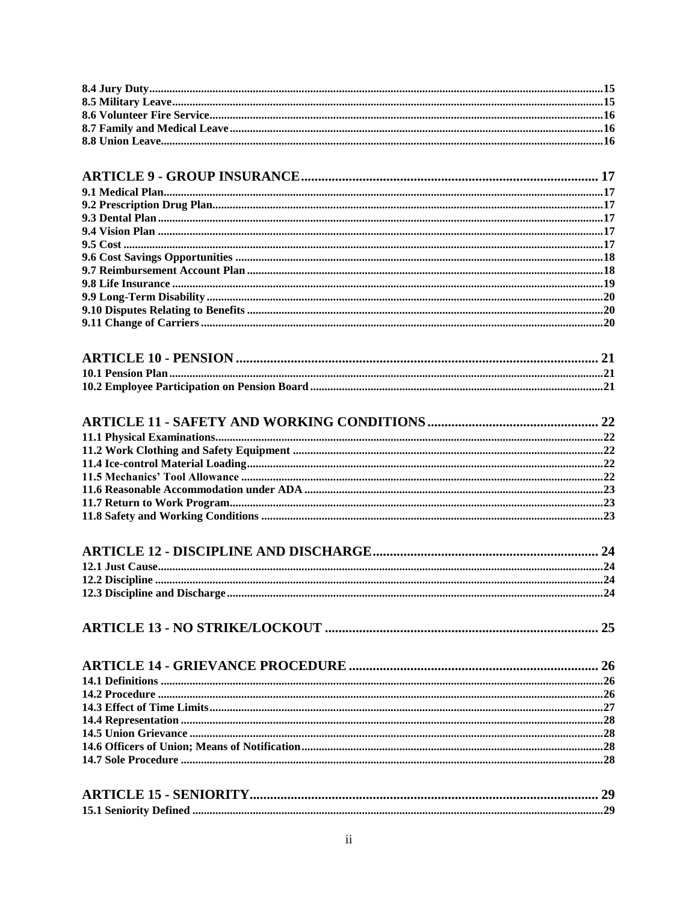8.4 Jury Duty ..... 15
8.5 Military Leave ..... 15
8.6 Volunteer Fire Service ..... 16
8.7 Family and Medical Leave ..... 16
8.8 Union Leave ..... 16

**ARTICLE 9 - GROUP INSURANCE ..... 17**

9.1 Medical Plan ..... 17
9.2 Prescription Drug Plan ..... 17
9.3 Dental Plan ..... 17
9.4 Vision Plan ..... 17
9.5 Cost ..... 17
9.6 Cost Savings Opportunities ..... 18
9.7 Reimbursement Account Plan ..... 18
9.8 Life Insurance ..... 19
9.9 Long-Term Disability ..... 20
9.10 Disputes Relating to Benefits ..... 20
9.11 Change of Carriers ..... 20

**ARTICLE 10 - PENSION ..... 21**

10.1 Pension Plan ..... 21
10.2 Employee Participation on Pension Board ..... 21

**ARTICLE 11 - SAFETY AND WORKING CONDITIONS ..... 22**

11.1 Physical Examinations ..... 22
11.2 Work Clothing and Safety Equipment ..... 22
11.4 Ice-control Material Loading ..... 22
11.5 Mechanics' Tool Allowance ..... 22
11.6 Reasonable Accommodation under ADA ..... 23
11.7 Return to Work Program ..... 23
11.8 Safety and Working Conditions ..... 23

**ARTICLE 12 - DISCIPLINE AND DISCHARGE ..... 24**

12.1 Just Cause ..... 24
12.2 Discipline ..... 24
12.3 Discipline and Discharge ..... 24

**ARTICLE 13 - NO STRIKE/LOCKOUT ..... 25**

**ARTICLE 14 - GRIEVANCE PROCEDURE ..... 26**

14.1 Definitions ..... 26
14.2 Procedure ..... 26
14.3 Effect of Time Limits ..... 27
14.4 Representation ..... 28
14.5 Union Grievance ..... 28
14.6 Officers of Union; Means of Notification ..... 28
14.7 Sole Procedure ..... 28

**ARTICLE 15 - SENIORITY ..... 29**

15.1 Seniority Defined ..... 29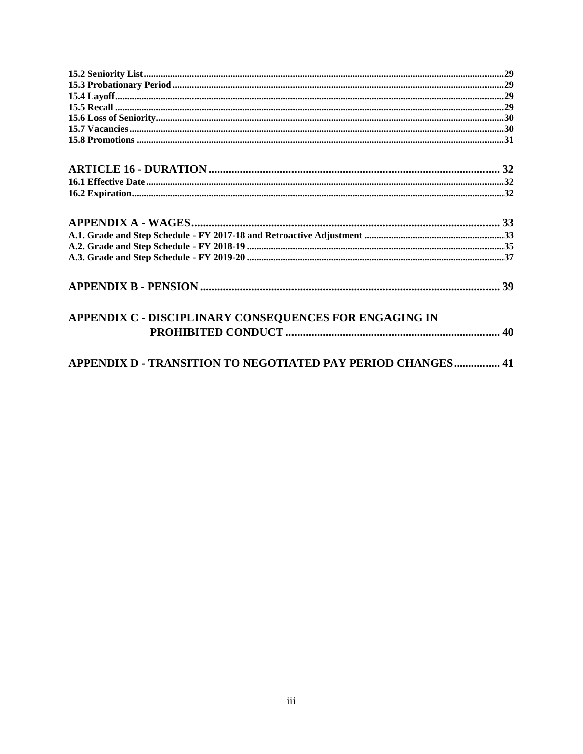**15.2 Seniority List**.....29
**15.3 Probationary Period**.....29
**15.4 Layoff**.....29
**15.5 Recall**.....29
**15.6 Loss of Seniority**.....30
**15.7 Vacancies**.....30
**15.8 Promotions**.....31

**ARTICLE 16 - DURATION**.....32
**16.1 Effective Date**.....32
**16.2 Expiration**.....32

**APPENDIX A - WAGES**.....33
**A.1. Grade and Step Schedule - FY 2017-18 and Retroactive Adjustment**.....33
**A.2. Grade and Step Schedule - FY 2018-19**.....35
**A.3. Grade and Step Schedule - FY 2019-20**.....37

**APPENDIX B - PENSION**.....39

**APPENDIX C - DISCIPLINARY CONSEQUENCES FOR ENGAGING IN PROHIBITED CONDUCT**.....40

**APPENDIX D - TRANSITION TO NEGOTIATED PAY PERIOD CHANGES**.....41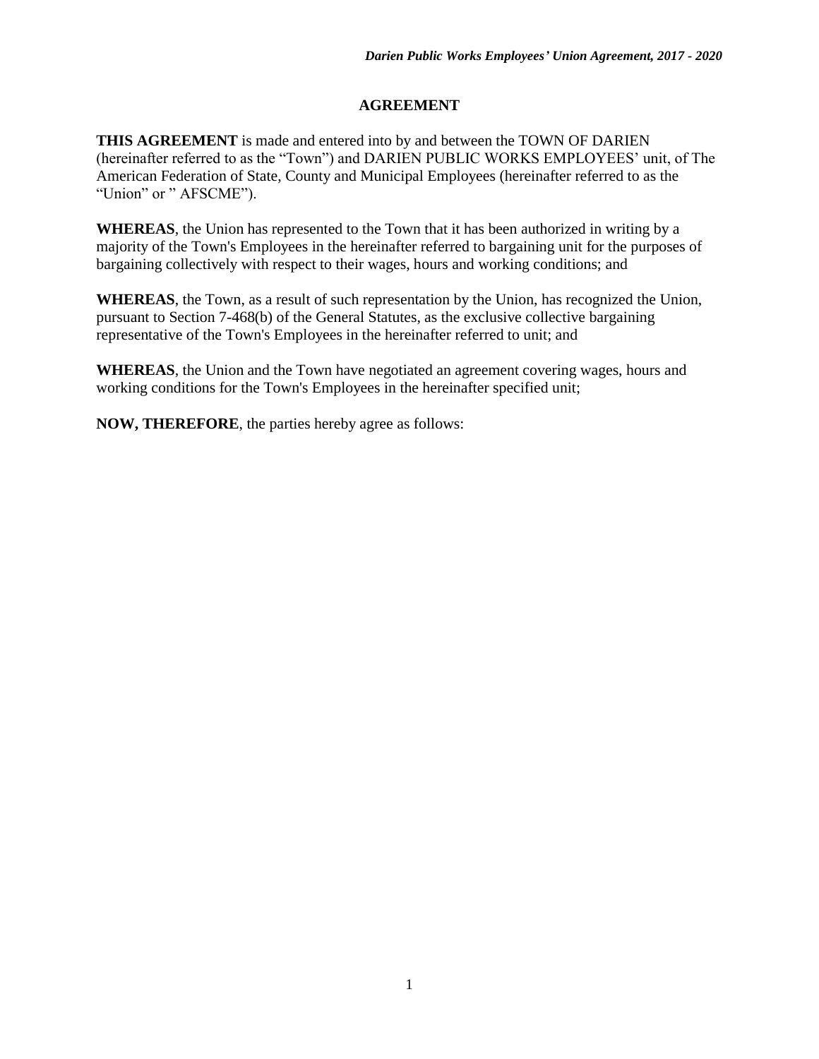# AGREEMENT

**THIS AGREEMENT** is made and entered into by and between the TOWN OF DARIEN (hereinafter referred to as the "Town") and DARIEN PUBLIC WORKS EMPLOYEES' unit, of The American Federation of State, County and Municipal Employees (hereinafter referred to as the "Union" or " AFSCME").

**WHEREAS**, the Union has represented to the Town that it has been authorized in writing by a majority of the Town's Employees in the hereinafter referred to bargaining unit for the purposes of bargaining collectively with respect to their wages, hours and working conditions; and

**WHEREAS**, the Town, as a result of such representation by the Union, has recognized the Union, pursuant to Section 7-468(b) of the General Statutes, as the exclusive collective bargaining representative of the Town's Employees in the hereinafter referred to unit; and

**WHEREAS**, the Union and the Town have negotiated an agreement covering wages, hours and working conditions for the Town's Employees in the hereinafter specified unit;

**NOW, THEREFORE**, the parties hereby agree as follows: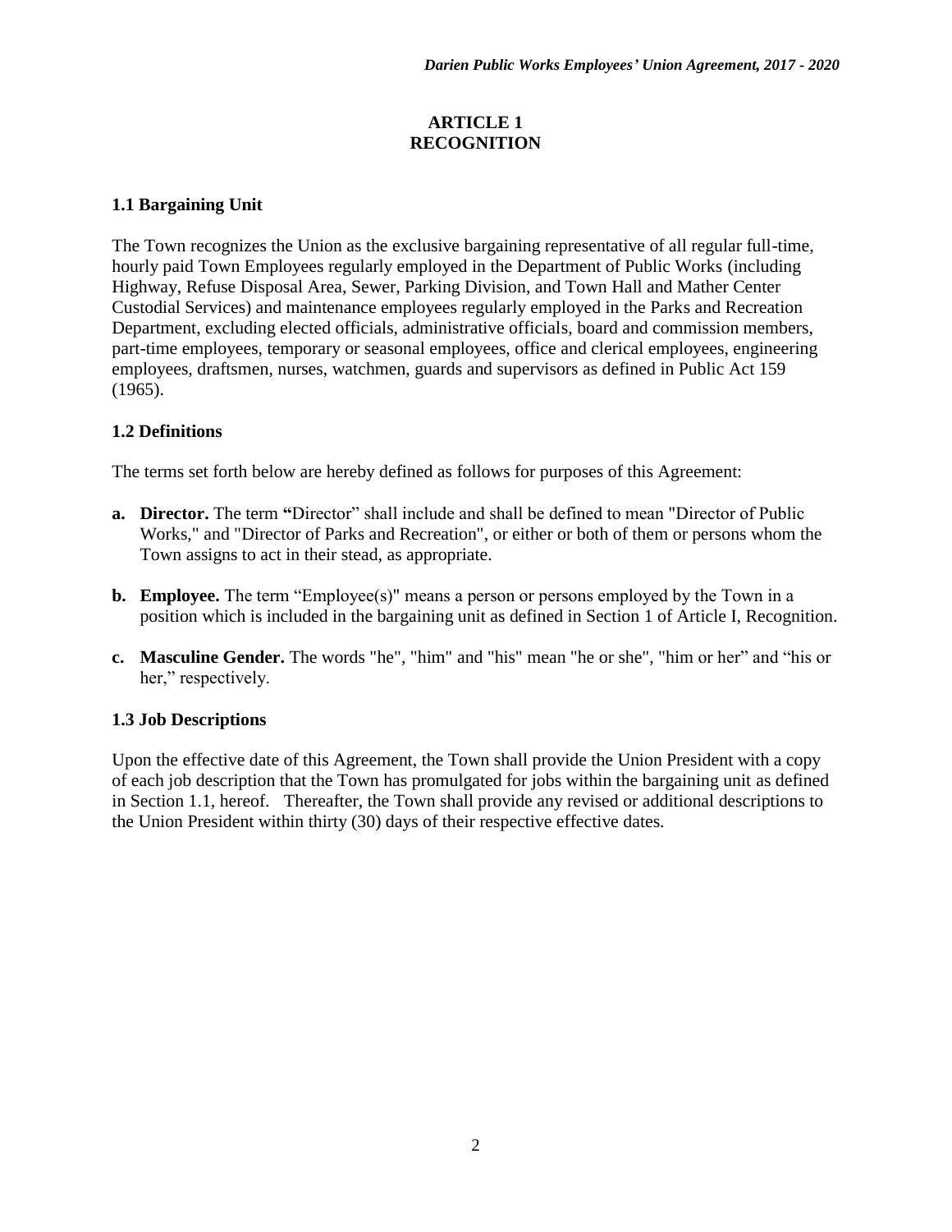# ARTICLE 1
# RECOGNITION

### 1.1 Bargaining Unit

The Town recognizes the Union as the exclusive bargaining representative of all regular full-time, hourly paid Town Employees regularly employed in the Department of Public Works (including Highway, Refuse Disposal Area, Sewer, Parking Division, and Town Hall and Mather Center Custodial Services) and maintenance employees regularly employed in the Parks and Recreation Department, excluding elected officials, administrative officials, board and commission members, part-time employees, temporary or seasonal employees, office and clerical employees, engineering employees, draftsmen, nurses, watchmen, guards and supervisors as defined in Public Act 159 (1965).

### 1.2 Definitions

The terms set forth below are hereby defined as follows for purposes of this Agreement:

**a. Director.** The term **"**Director" shall include and shall be defined to mean "Director of Public Works," and "Director of Parks and Recreation", or either or both of them or persons whom the Town assigns to act in their stead, as appropriate.

**b. Employee.** The term "Employee(s)" means a person or persons employed by the Town in a position which is included in the bargaining unit as defined in Section 1 of Article I, Recognition.

**c. Masculine Gender.** The words "he", "him" and "his" mean "he or she", "him or her" and "his or her," respectively.

### 1.3 Job Descriptions

Upon the effective date of this Agreement, the Town shall provide the Union President with a copy of each job description that the Town has promulgated for jobs within the bargaining unit as defined in Section 1.1, hereof. Thereafter, the Town shall provide any revised or additional descriptions to the Union President within thirty (30) days of their respective effective dates.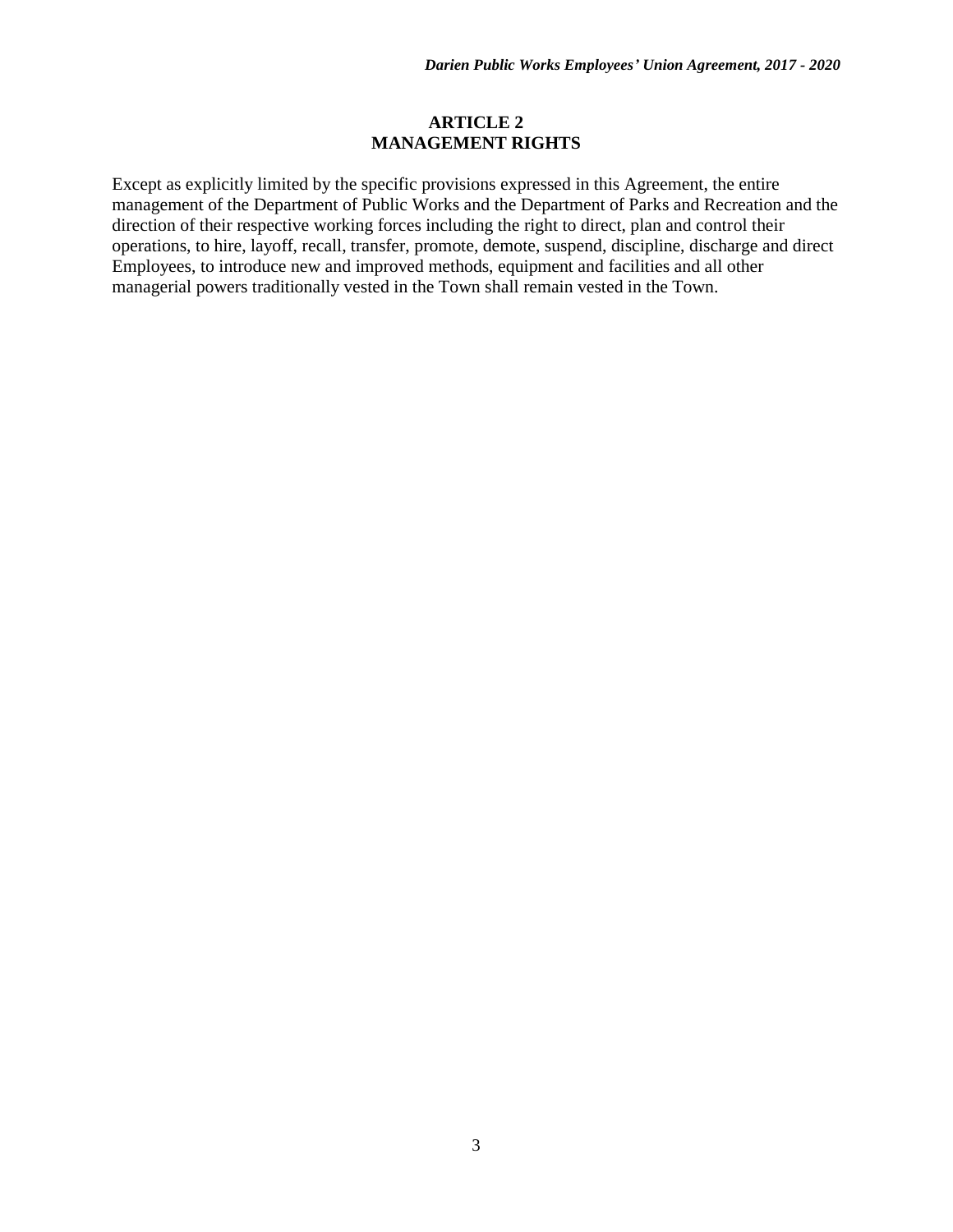## ARTICLE 2
## MANAGEMENT RIGHTS

Except as explicitly limited by the specific provisions expressed in this Agreement, the entire management of the Department of Public Works and the Department of Parks and Recreation and the direction of their respective working forces including the right to direct, plan and control their operations, to hire, layoff, recall, transfer, promote, demote, suspend, discipline, discharge and direct Employees, to introduce new and improved methods, equipment and facilities and all other managerial powers traditionally vested in the Town shall remain vested in the Town.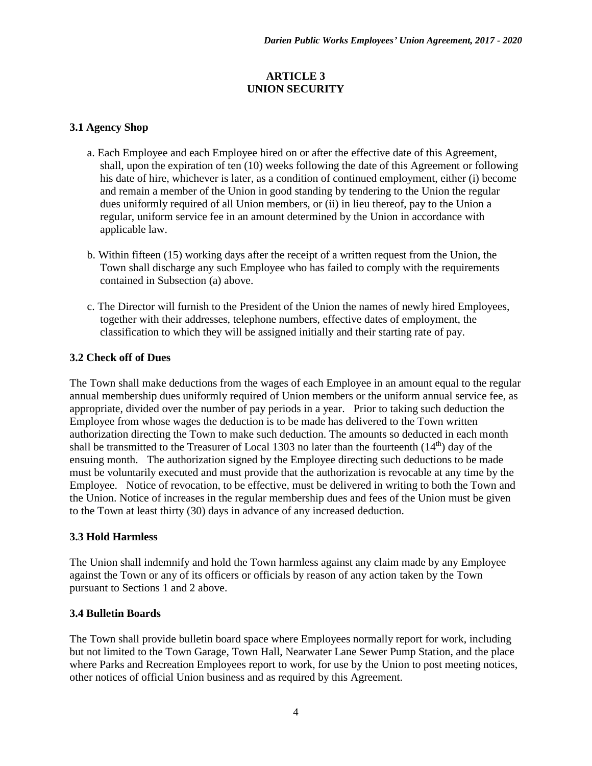# ARTICLE 3
# UNION SECURITY

### 3.1 Agency Shop

a. Each Employee and each Employee hired on or after the effective date of this Agreement, shall, upon the expiration of ten (10) weeks following the date of this Agreement or following his date of hire, whichever is later, as a condition of continued employment, either (i) become and remain a member of the Union in good standing by tendering to the Union the regular dues uniformly required of all Union members, or (ii) in lieu thereof, pay to the Union a regular, uniform service fee in an amount determined by the Union in accordance with applicable law.

b. Within fifteen (15) working days after the receipt of a written request from the Union, the Town shall discharge any such Employee who has failed to comply with the requirements contained in Subsection (a) above.

c. The Director will furnish to the President of the Union the names of newly hired Employees, together with their addresses, telephone numbers, effective dates of employment, the classification to which they will be assigned initially and their starting rate of pay.

### 3.2 Check off of Dues

The Town shall make deductions from the wages of each Employee in an amount equal to the regular annual membership dues uniformly required of Union members or the uniform annual service fee, as appropriate, divided over the number of pay periods in a year. Prior to taking such deduction the Employee from whose wages the deduction is to be made has delivered to the Town written authorization directing the Town to make such deduction. The amounts so deducted in each month shall be transmitted to the Treasurer of Local 1303 no later than the fourteenth (14th) day of the ensuing month. The authorization signed by the Employee directing such deductions to be made must be voluntarily executed and must provide that the authorization is revocable at any time by the Employee. Notice of revocation, to be effective, must be delivered in writing to both the Town and the Union. Notice of increases in the regular membership dues and fees of the Union must be given to the Town at least thirty (30) days in advance of any increased deduction.

### 3.3 Hold Harmless

The Union shall indemnify and hold the Town harmless against any claim made by any Employee against the Town or any of its officers or officials by reason of any action taken by the Town pursuant to Sections 1 and 2 above.

### 3.4 Bulletin Boards

The Town shall provide bulletin board space where Employees normally report for work, including but not limited to the Town Garage, Town Hall, Nearwater Lane Sewer Pump Station, and the place where Parks and Recreation Employees report to work, for use by the Union to post meeting notices, other notices of official Union business and as required by this Agreement.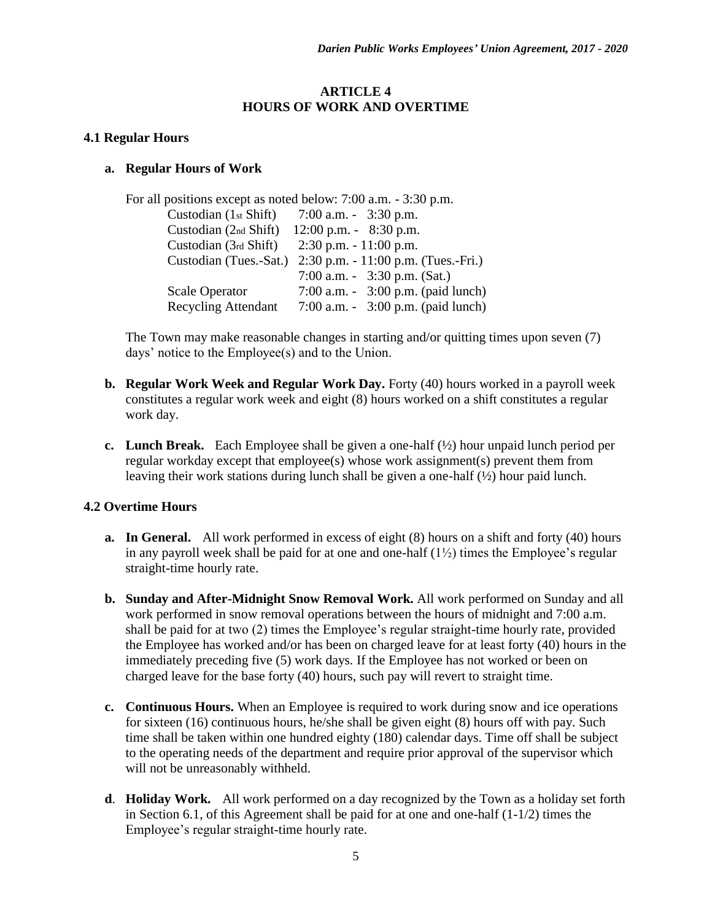## ARTICLE 4
## HOURS OF WORK AND OVERTIME

### 4.1 Regular Hours

**a. Regular Hours of Work**

For all positions except as noted below: 7:00 a.m. - 3:30 p.m.

| | |
|---|---|
| Custodian (1st Shift) | 7:00 a.m. - 3:30 p.m. |
| Custodian (2nd Shift) | 12:00 p.m. - 8:30 p.m. |
| Custodian (3rd Shift) | 2:30 p.m. - 11:00 p.m. |
| Custodian (Tues.-Sat.) | 2:30 p.m. - 11:00 p.m. (Tues.-Fri.) |
| | 7:00 a.m. - 3:30 p.m. (Sat.) |
| Scale Operator | 7:00 a.m. - 3:00 p.m. (paid lunch) |
| Recycling Attendant | 7:00 a.m. - 3:00 p.m. (paid lunch) |

The Town may make reasonable changes in starting and/or quitting times upon seven (7) days' notice to the Employee(s) and to the Union.

**b. Regular Work Week and Regular Work Day.** Forty (40) hours worked in a payroll week constitutes a regular work week and eight (8) hours worked on a shift constitutes a regular work day.

**c. Lunch Break.** Each Employee shall be given a one-half (½) hour unpaid lunch period per regular workday except that employee(s) whose work assignment(s) prevent them from leaving their work stations during lunch shall be given a one-half (½) hour paid lunch.

### 4.2 Overtime Hours

**a. In General.** All work performed in excess of eight (8) hours on a shift and forty (40) hours in any payroll week shall be paid for at one and one-half (1½) times the Employee's regular straight-time hourly rate.

**b. Sunday and After-Midnight Snow Removal Work.** All work performed on Sunday and all work performed in snow removal operations between the hours of midnight and 7:00 a.m. shall be paid for at two (2) times the Employee's regular straight-time hourly rate, provided the Employee has worked and/or has been on charged leave for at least forty (40) hours in the immediately preceding five (5) work days. If the Employee has not worked or been on charged leave for the base forty (40) hours, such pay will revert to straight time.

**c. Continuous Hours.** When an Employee is required to work during snow and ice operations for sixteen (16) continuous hours, he/she shall be given eight (8) hours off with pay. Such time shall be taken within one hundred eighty (180) calendar days. Time off shall be subject to the operating needs of the department and require prior approval of the supervisor which will not be unreasonably withheld.

**d. Holiday Work.** All work performed on a day recognized by the Town as a holiday set forth in Section 6.1, of this Agreement shall be paid for at one and one-half (1-1/2) times the Employee's regular straight-time hourly rate.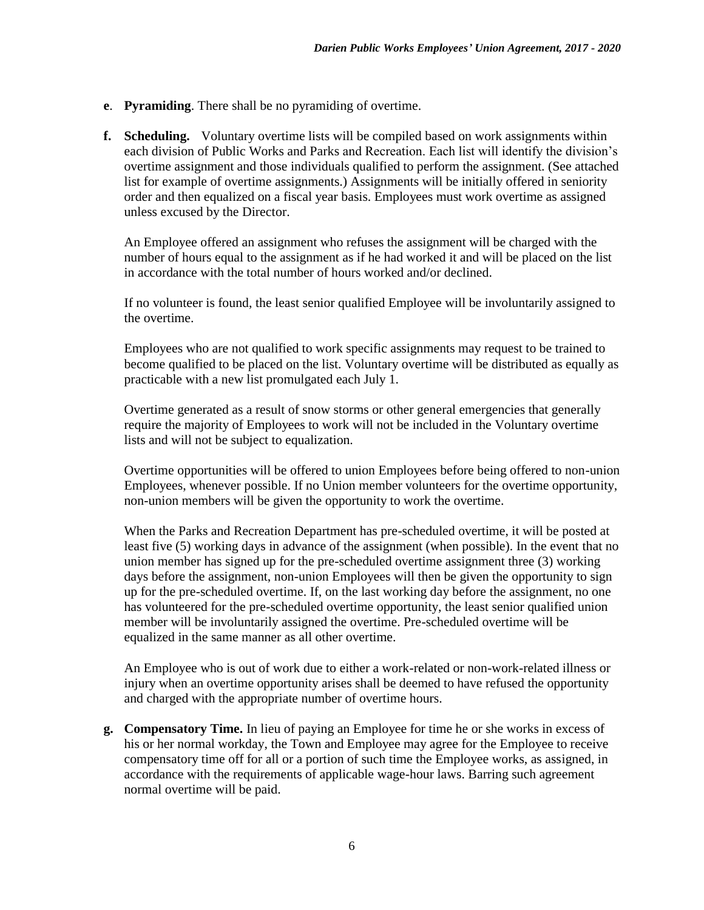**e**. **Pyramiding**. There shall be no pyramiding of overtime.

**f. Scheduling.** Voluntary overtime lists will be compiled based on work assignments within each division of Public Works and Parks and Recreation. Each list will identify the division's overtime assignment and those individuals qualified to perform the assignment. (See attached list for example of overtime assignments.) Assignments will be initially offered in seniority order and then equalized on a fiscal year basis. Employees must work overtime as assigned unless excused by the Director.

An Employee offered an assignment who refuses the assignment will be charged with the number of hours equal to the assignment as if he had worked it and will be placed on the list in accordance with the total number of hours worked and/or declined.

If no volunteer is found, the least senior qualified Employee will be involuntarily assigned to the overtime.

Employees who are not qualified to work specific assignments may request to be trained to become qualified to be placed on the list. Voluntary overtime will be distributed as equally as practicable with a new list promulgated each July 1.

Overtime generated as a result of snow storms or other general emergencies that generally require the majority of Employees to work will not be included in the Voluntary overtime lists and will not be subject to equalization.

Overtime opportunities will be offered to union Employees before being offered to non-union Employees, whenever possible. If no Union member volunteers for the overtime opportunity, non-union members will be given the opportunity to work the overtime.

When the Parks and Recreation Department has pre-scheduled overtime, it will be posted at least five (5) working days in advance of the assignment (when possible). In the event that no union member has signed up for the pre-scheduled overtime assignment three (3) working days before the assignment, non-union Employees will then be given the opportunity to sign up for the pre-scheduled overtime. If, on the last working day before the assignment, no one has volunteered for the pre-scheduled overtime opportunity, the least senior qualified union member will be involuntarily assigned the overtime. Pre-scheduled overtime will be equalized in the same manner as all other overtime.

An Employee who is out of work due to either a work-related or non-work-related illness or injury when an overtime opportunity arises shall be deemed to have refused the opportunity and charged with the appropriate number of overtime hours.

**g. Compensatory Time.** In lieu of paying an Employee for time he or she works in excess of his or her normal workday, the Town and Employee may agree for the Employee to receive compensatory time off for all or a portion of such time the Employee works, as assigned, in accordance with the requirements of applicable wage-hour laws. Barring such agreement normal overtime will be paid.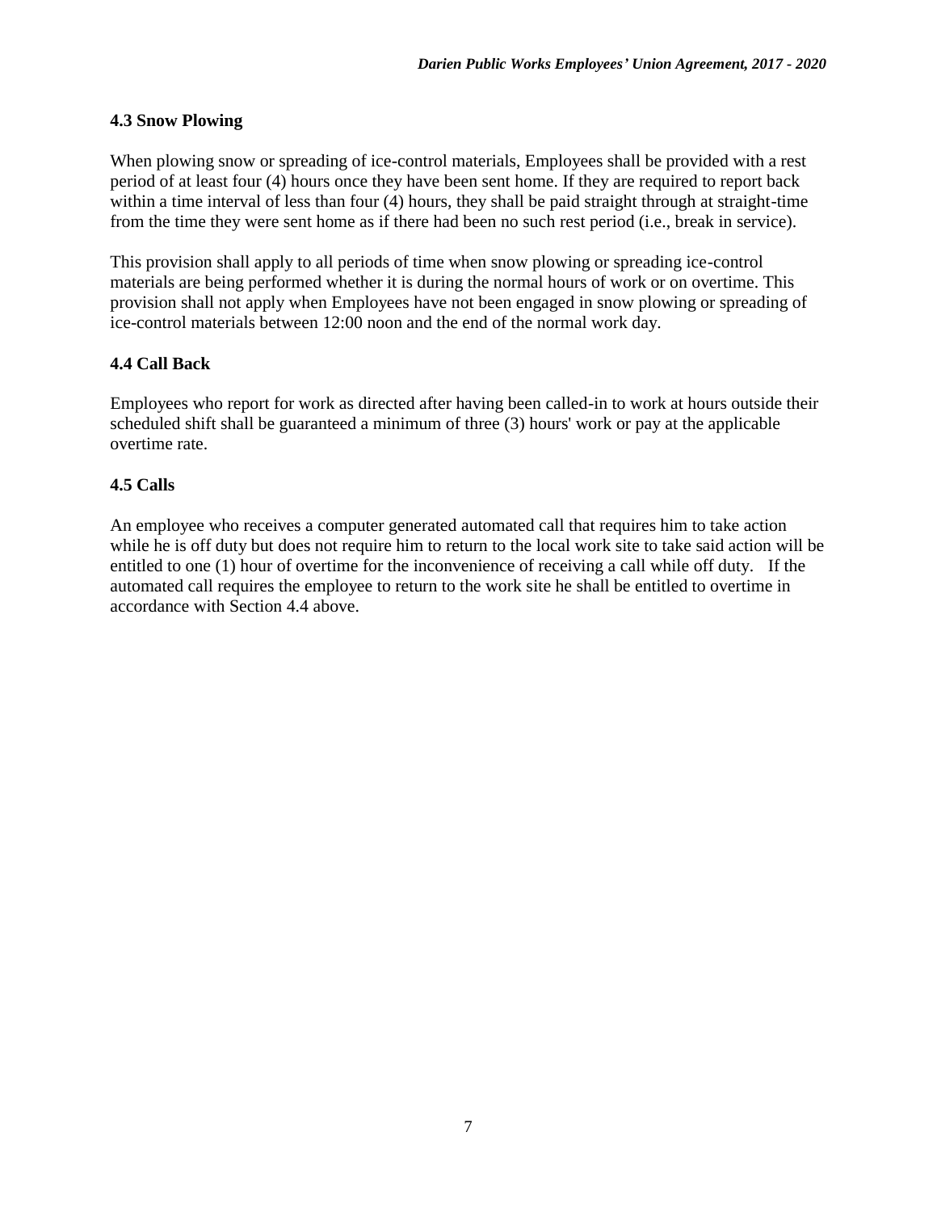### 4.3 Snow Plowing

When plowing snow or spreading of ice-control materials, Employees shall be provided with a rest period of at least four (4) hours once they have been sent home. If they are required to report back within a time interval of less than four (4) hours, they shall be paid straight through at straight-time from the time they were sent home as if there had been no such rest period (i.e., break in service).

This provision shall apply to all periods of time when snow plowing or spreading ice-control materials are being performed whether it is during the normal hours of work or on overtime. This provision shall not apply when Employees have not been engaged in snow plowing or spreading of ice-control materials between 12:00 noon and the end of the normal work day.

### 4.4 Call Back

Employees who report for work as directed after having been called-in to work at hours outside their scheduled shift shall be guaranteed a minimum of three (3) hours' work or pay at the applicable overtime rate.

### 4.5 Calls

An employee who receives a computer generated automated call that requires him to take action while he is off duty but does not require him to return to the local work site to take said action will be entitled to one (1) hour of overtime for the inconvenience of receiving a call while off duty. If the automated call requires the employee to return to the work site he shall be entitled to overtime in accordance with Section 4.4 above.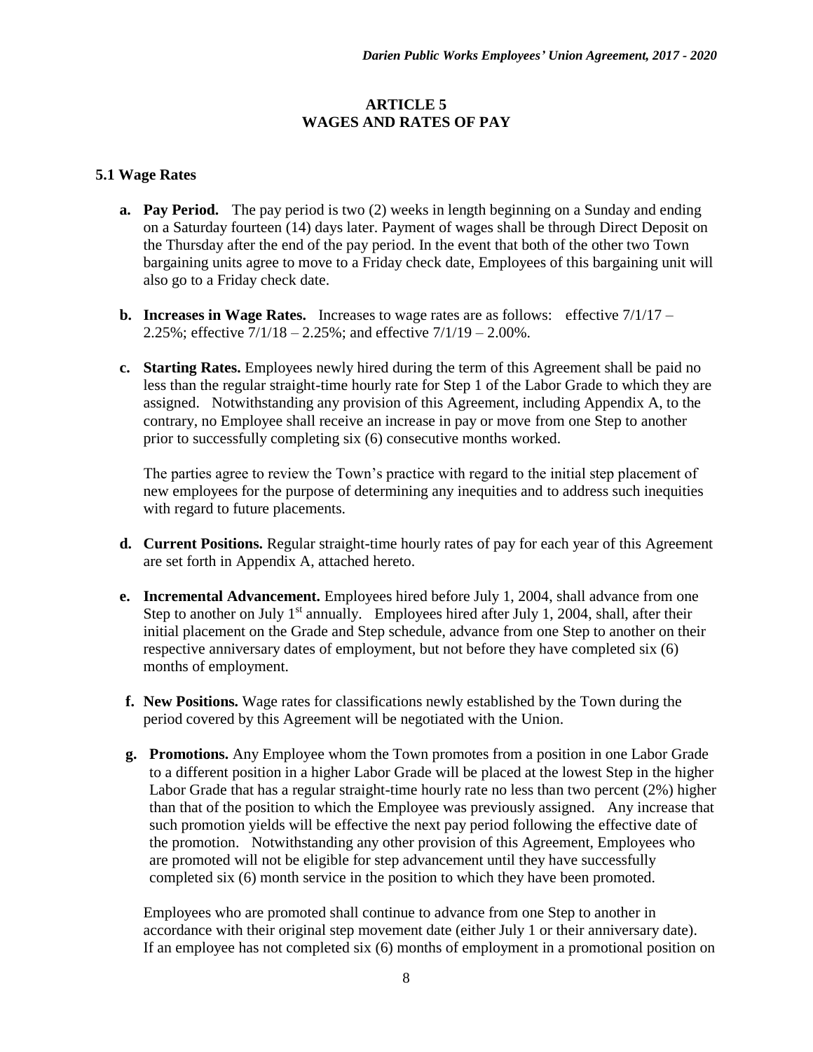# ARTICLE 5
## WAGES AND RATES OF PAY

### 5.1 Wage Rates

**a. Pay Period.** The pay period is two (2) weeks in length beginning on a Sunday and ending on a Saturday fourteen (14) days later. Payment of wages shall be through Direct Deposit on the Thursday after the end of the pay period. In the event that both of the other two Town bargaining units agree to move to a Friday check date, Employees of this bargaining unit will also go to a Friday check date.

**b. Increases in Wage Rates.** Increases to wage rates are as follows: effective 7/1/17 – 2.25%; effective 7/1/18 – 2.25%; and effective 7/1/19 – 2.00%.

**c. Starting Rates.** Employees newly hired during the term of this Agreement shall be paid no less than the regular straight-time hourly rate for Step 1 of the Labor Grade to which they are assigned. Notwithstanding any provision of this Agreement, including Appendix A, to the contrary, no Employee shall receive an increase in pay or move from one Step to another prior to successfully completing six (6) consecutive months worked.

The parties agree to review the Town's practice with regard to the initial step placement of new employees for the purpose of determining any inequities and to address such inequities with regard to future placements.

**d. Current Positions.** Regular straight-time hourly rates of pay for each year of this Agreement are set forth in Appendix A, attached hereto.

**e. Incremental Advancement.** Employees hired before July 1, 2004, shall advance from one Step to another on July 1st annually. Employees hired after July 1, 2004, shall, after their initial placement on the Grade and Step schedule, advance from one Step to another on their respective anniversary dates of employment, but not before they have completed six (6) months of employment.

**f. New Positions.** Wage rates for classifications newly established by the Town during the period covered by this Agreement will be negotiated with the Union.

**g. Promotions.** Any Employee whom the Town promotes from a position in one Labor Grade to a different position in a higher Labor Grade will be placed at the lowest Step in the higher Labor Grade that has a regular straight-time hourly rate no less than two percent (2%) higher than that of the position to which the Employee was previously assigned. Any increase that such promotion yields will be effective the next pay period following the effective date of the promotion. Notwithstanding any other provision of this Agreement, Employees who are promoted will not be eligible for step advancement until they have successfully completed six (6) month service in the position to which they have been promoted.

Employees who are promoted shall continue to advance from one Step to another in accordance with their original step movement date (either July 1 or their anniversary date). If an employee has not completed six (6) months of employment in a promotional position on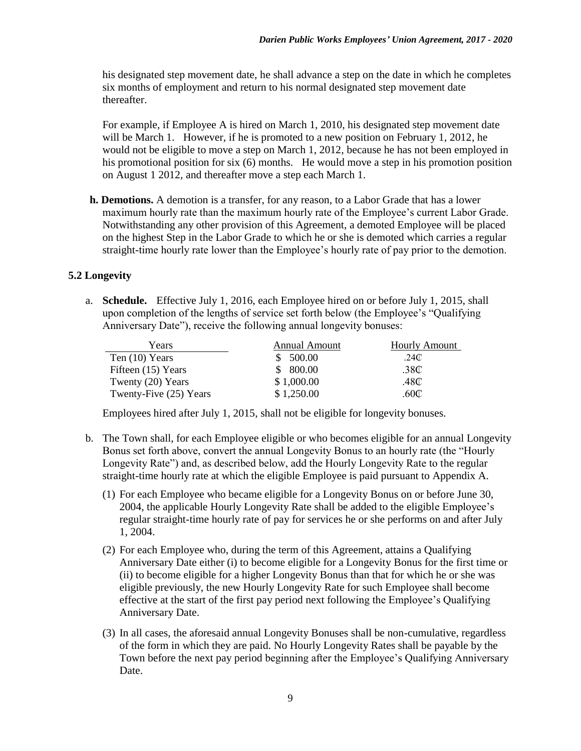his designated step movement date, he shall advance a step on the date in which he completes six months of employment and return to his normal designated step movement date thereafter.

For example, if Employee A is hired on March 1, 2010, his designated step movement date will be March 1. However, if he is promoted to a new position on February 1, 2012, he would not be eligible to move a step on March 1, 2012, because he has not been employed in his promotional position for six (6) months. He would move a step in his promotion position on August 1 2012, and thereafter move a step each March 1.

**h. Demotions.** A demotion is a transfer, for any reason, to a Labor Grade that has a lower maximum hourly rate than the maximum hourly rate of the Employee's current Labor Grade. Notwithstanding any other provision of this Agreement, a demoted Employee will be placed on the highest Step in the Labor Grade to which he or she is demoted which carries a regular straight-time hourly rate lower than the Employee's hourly rate of pay prior to the demotion.

### 5.2 Longevity

a. **Schedule.** Effective July 1, 2016, each Employee hired on or before July 1, 2015, shall upon completion of the lengths of service set forth below (the Employee's "Qualifying Anniversary Date"), receive the following annual longevity bonuses:

| Years | Annual Amount | Hourly Amount |
|---|---|---|
| Ten (10) Years | $ 500.00 | .24₵ |
| Fifteen (15) Years | $ 800.00 | .38₵ |
| Twenty (20) Years | $ 1,000.00 | .48₵ |
| Twenty-Five (25) Years | $ 1,250.00 | .60₵ |

Employees hired after July 1, 2015, shall not be eligible for longevity bonuses.

b. The Town shall, for each Employee eligible or who becomes eligible for an annual Longevity Bonus set forth above, convert the annual Longevity Bonus to an hourly rate (the "Hourly Longevity Rate") and, as described below, add the Hourly Longevity Rate to the regular straight-time hourly rate at which the eligible Employee is paid pursuant to Appendix A.

(1) For each Employee who became eligible for a Longevity Bonus on or before June 30, 2004, the applicable Hourly Longevity Rate shall be added to the eligible Employee's regular straight-time hourly rate of pay for services he or she performs on and after July 1, 2004.

(2) For each Employee who, during the term of this Agreement, attains a Qualifying Anniversary Date either (i) to become eligible for a Longevity Bonus for the first time or (ii) to become eligible for a higher Longevity Bonus than that for which he or she was eligible previously, the new Hourly Longevity Rate for such Employee shall become effective at the start of the first pay period next following the Employee's Qualifying Anniversary Date.

(3) In all cases, the aforesaid annual Longevity Bonuses shall be non-cumulative, regardless of the form in which they are paid. No Hourly Longevity Rates shall be payable by the Town before the next pay period beginning after the Employee's Qualifying Anniversary Date.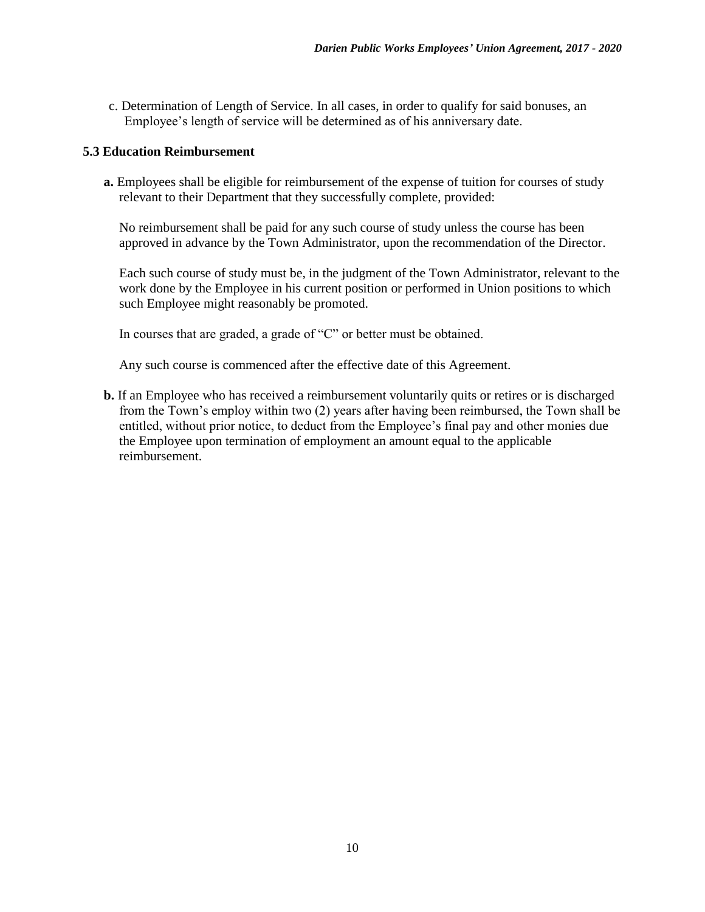c. Determination of Length of Service. In all cases, in order to qualify for said bonuses, an Employee's length of service will be determined as of his anniversary date.

### 5.3 Education Reimbursement

**a.** Employees shall be eligible for reimbursement of the expense of tuition for courses of study relevant to their Department that they successfully complete, provided:

No reimbursement shall be paid for any such course of study unless the course has been approved in advance by the Town Administrator, upon the recommendation of the Director.

Each such course of study must be, in the judgment of the Town Administrator, relevant to the work done by the Employee in his current position or performed in Union positions to which such Employee might reasonably be promoted.

In courses that are graded, a grade of "C" or better must be obtained.

Any such course is commenced after the effective date of this Agreement.

**b.** If an Employee who has received a reimbursement voluntarily quits or retires or is discharged from the Town's employ within two (2) years after having been reimbursed, the Town shall be entitled, without prior notice, to deduct from the Employee's final pay and other monies due the Employee upon termination of employment an amount equal to the applicable reimbursement.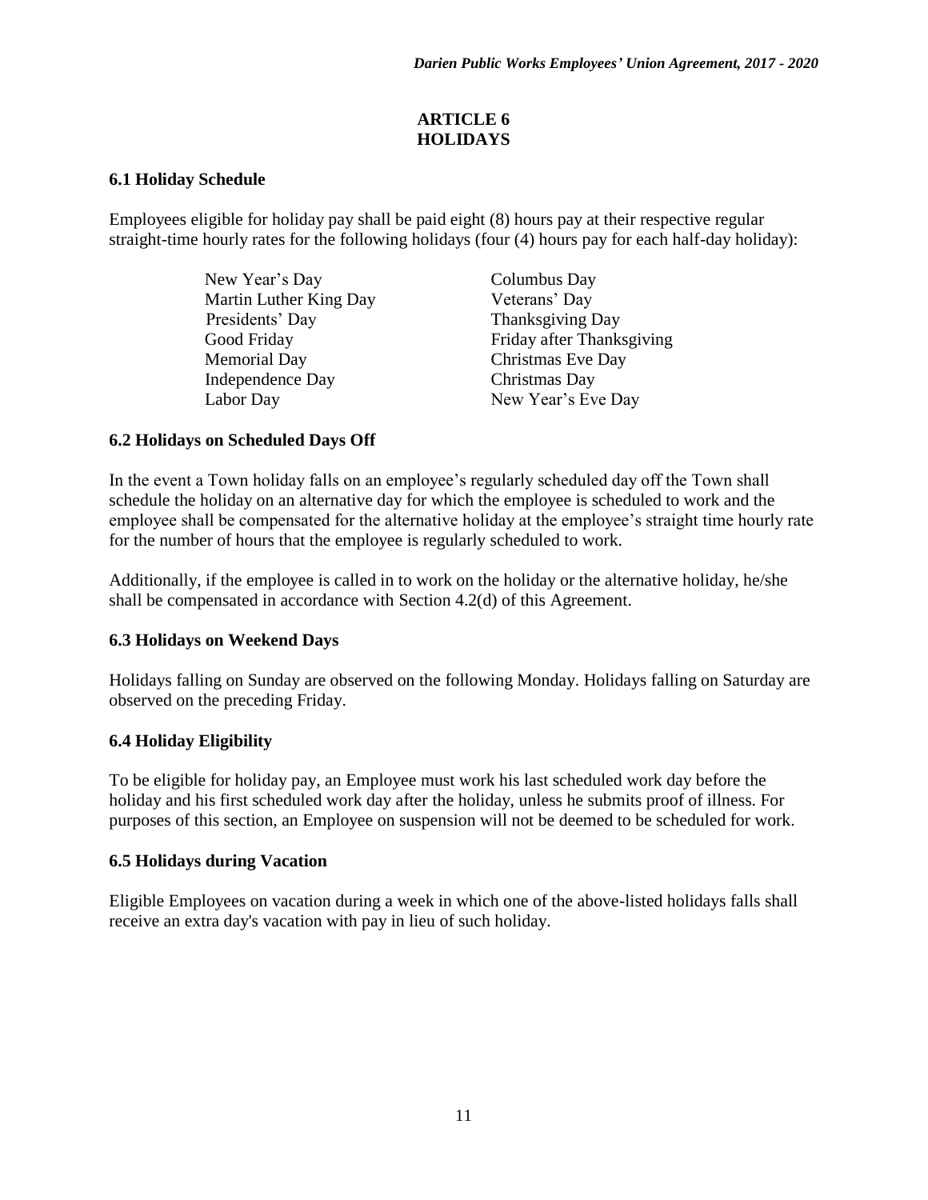## ARTICLE 6
## HOLIDAYS

### 6.1 Holiday Schedule

Employees eligible for holiday pay shall be paid eight (8) hours pay at their respective regular straight-time hourly rates for the following holidays (four (4) hours pay for each half-day holiday):

| | |
|---|---|
| New Year's Day | Columbus Day |
| Martin Luther King Day | Veterans' Day |
| Presidents' Day | Thanksgiving Day |
| Good Friday | Friday after Thanksgiving |
| Memorial Day | Christmas Eve Day |
| Independence Day | Christmas Day |
| Labor Day | New Year's Eve Day |

### 6.2 Holidays on Scheduled Days Off

In the event a Town holiday falls on an employee's regularly scheduled day off the Town shall schedule the holiday on an alternative day for which the employee is scheduled to work and the employee shall be compensated for the alternative holiday at the employee's straight time hourly rate for the number of hours that the employee is regularly scheduled to work.

Additionally, if the employee is called in to work on the holiday or the alternative holiday, he/she shall be compensated in accordance with Section 4.2(d) of this Agreement.

### 6.3 Holidays on Weekend Days

Holidays falling on Sunday are observed on the following Monday. Holidays falling on Saturday are observed on the preceding Friday.

### 6.4 Holiday Eligibility

To be eligible for holiday pay, an Employee must work his last scheduled work day before the holiday and his first scheduled work day after the holiday, unless he submits proof of illness. For purposes of this section, an Employee on suspension will not be deemed to be scheduled for work.

### 6.5 Holidays during Vacation

Eligible Employees on vacation during a week in which one of the above-listed holidays falls shall receive an extra day's vacation with pay in lieu of such holiday.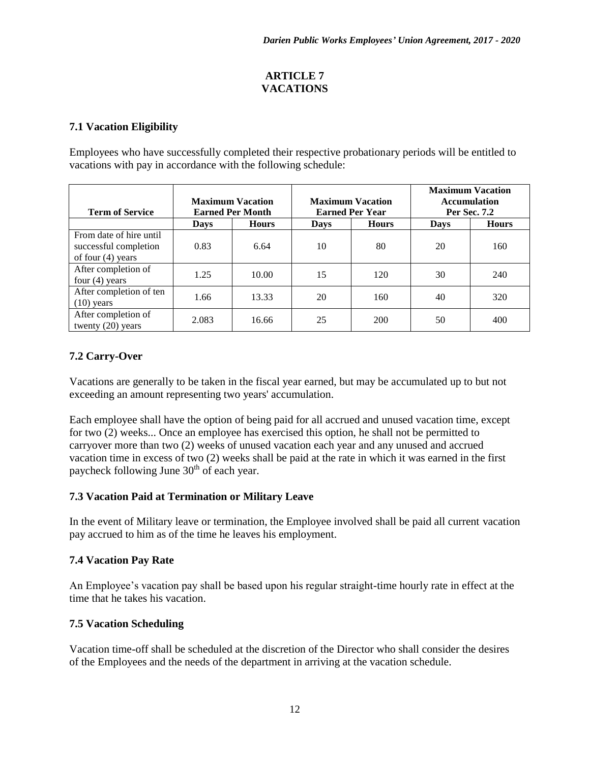## ARTICLE 7
## VACATIONS

### 7.1 Vacation Eligibility

Employees who have successfully completed their respective probationary periods will be entitled to vacations with pay in accordance with the following schedule:

| Term of Service | Maximum Vacation Earned Per Month | | Maximum Vacation Earned Per Year | | Maximum Vacation Accumulation Per Sec. 7.2 | |
|---|---|---|---|---|---|---|
| | Days | Hours | Days | Hours | Days | Hours |
| From date of hire until successful completion of four (4) years | 0.83 | 6.64 | 10 | 80 | 20 | 160 |
| After completion of four (4) years | 1.25 | 10.00 | 15 | 120 | 30 | 240 |
| After completion of ten (10) years | 1.66 | 13.33 | 20 | 160 | 40 | 320 |
| After completion of twenty (20) years | 2.083 | 16.66 | 25 | 200 | 50 | 400 |

### 7.2 Carry-Over

Vacations are generally to be taken in the fiscal year earned, but may be accumulated up to but not exceeding an amount representing two years' accumulation.

Each employee shall have the option of being paid for all accrued and unused vacation time, except for two (2) weeks... Once an employee has exercised this option, he shall not be permitted to carryover more than two (2) weeks of unused vacation each year and any unused and accrued vacation time in excess of two (2) weeks shall be paid at the rate in which it was earned in the first paycheck following June 30th of each year.

### 7.3 Vacation Paid at Termination or Military Leave

In the event of Military leave or termination, the Employee involved shall be paid all current vacation pay accrued to him as of the time he leaves his employment.

### 7.4 Vacation Pay Rate

An Employee's vacation pay shall be based upon his regular straight-time hourly rate in effect at the time that he takes his vacation.

### 7.5 Vacation Scheduling

Vacation time-off shall be scheduled at the discretion of the Director who shall consider the desires of the Employees and the needs of the department in arriving at the vacation schedule.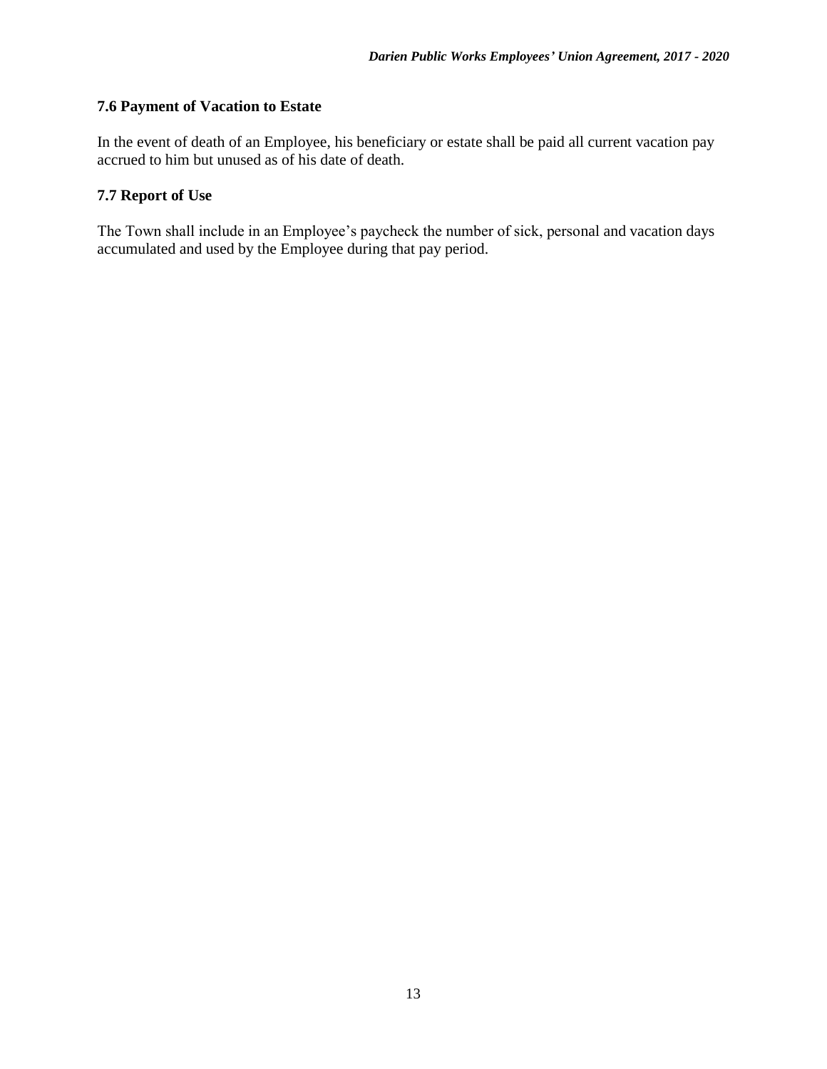### 7.6 Payment of Vacation to Estate

In the event of death of an Employee, his beneficiary or estate shall be paid all current vacation pay accrued to him but unused as of his date of death.

### 7.7 Report of Use

The Town shall include in an Employee's paycheck the number of sick, personal and vacation days accumulated and used by the Employee during that pay period.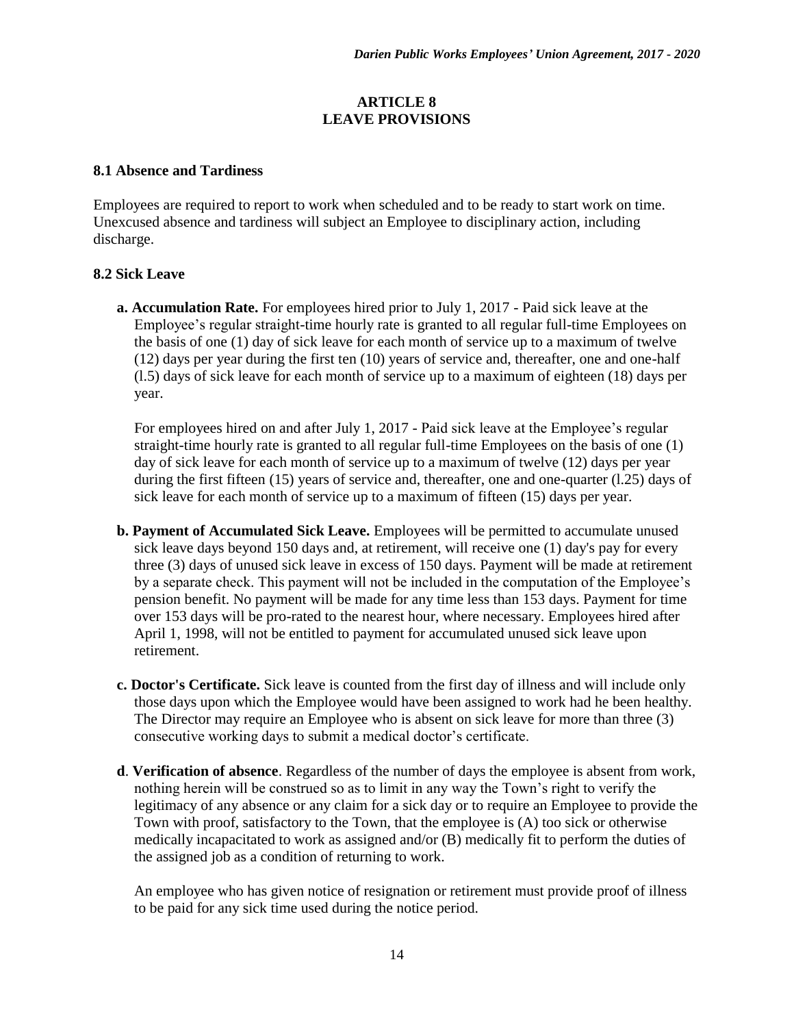# ARTICLE 8
# LEAVE PROVISIONS

### 8.1 Absence and Tardiness

Employees are required to report to work when scheduled and to be ready to start work on time. Unexcused absence and tardiness will subject an Employee to disciplinary action, including discharge.

### 8.2 Sick Leave

**a. Accumulation Rate.** For employees hired prior to July 1, 2017 - Paid sick leave at the Employee's regular straight-time hourly rate is granted to all regular full-time Employees on the basis of one (1) day of sick leave for each month of service up to a maximum of twelve (12) days per year during the first ten (10) years of service and, thereafter, one and one-half (l.5) days of sick leave for each month of service up to a maximum of eighteen (18) days per year.

For employees hired on and after July 1, 2017 - Paid sick leave at the Employee's regular straight-time hourly rate is granted to all regular full-time Employees on the basis of one (1) day of sick leave for each month of service up to a maximum of twelve (12) days per year during the first fifteen (15) years of service and, thereafter, one and one-quarter (l.25) days of sick leave for each month of service up to a maximum of fifteen (15) days per year.

**b. Payment of Accumulated Sick Leave.** Employees will be permitted to accumulate unused sick leave days beyond 150 days and, at retirement, will receive one (1) day's pay for every three (3) days of unused sick leave in excess of 150 days. Payment will be made at retirement by a separate check. This payment will not be included in the computation of the Employee's pension benefit. No payment will be made for any time less than 153 days. Payment for time over 153 days will be pro-rated to the nearest hour, where necessary. Employees hired after April 1, 1998, will not be entitled to payment for accumulated unused sick leave upon retirement.

**c. Doctor's Certificate.** Sick leave is counted from the first day of illness and will include only those days upon which the Employee would have been assigned to work had he been healthy. The Director may require an Employee who is absent on sick leave for more than three (3) consecutive working days to submit a medical doctor's certificate.

**d**. **Verification of absence**. Regardless of the number of days the employee is absent from work, nothing herein will be construed so as to limit in any way the Town's right to verify the legitimacy of any absence or any claim for a sick day or to require an Employee to provide the Town with proof, satisfactory to the Town, that the employee is (A) too sick or otherwise medically incapacitated to work as assigned and/or (B) medically fit to perform the duties of the assigned job as a condition of returning to work.

An employee who has given notice of resignation or retirement must provide proof of illness to be paid for any sick time used during the notice period.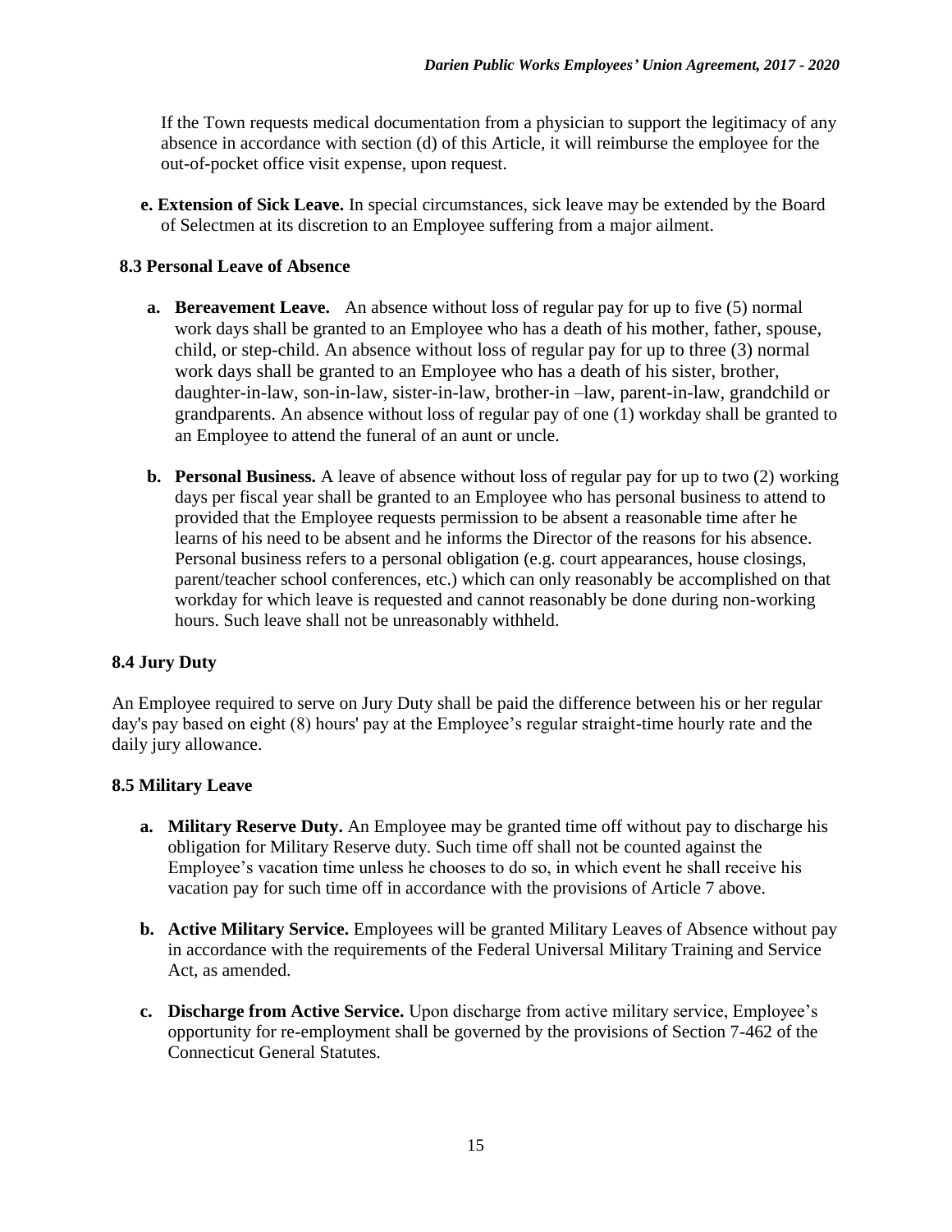If the Town requests medical documentation from a physician to support the legitimacy of any absence in accordance with section (d) of this Article, it will reimburse the employee for the out-of-pocket office visit expense, upon request.

**e. Extension of Sick Leave.** In special circumstances, sick leave may be extended by the Board of Selectmen at its discretion to an Employee suffering from a major ailment.

### 8.3 Personal Leave of Absence

**a. Bereavement Leave.** An absence without loss of regular pay for up to five (5) normal work days shall be granted to an Employee who has a death of his mother, father, spouse, child, or step-child. An absence without loss of regular pay for up to three (3) normal work days shall be granted to an Employee who has a death of his sister, brother, daughter-in-law, son-in-law, sister-in-law, brother-in –law, parent-in-law, grandchild or grandparents. An absence without loss of regular pay of one (1) workday shall be granted to an Employee to attend the funeral of an aunt or uncle.

**b. Personal Business.** A leave of absence without loss of regular pay for up to two (2) working days per fiscal year shall be granted to an Employee who has personal business to attend to provided that the Employee requests permission to be absent a reasonable time after he learns of his need to be absent and he informs the Director of the reasons for his absence. Personal business refers to a personal obligation (e.g. court appearances, house closings, parent/teacher school conferences, etc.) which can only reasonably be accomplished on that workday for which leave is requested and cannot reasonably be done during non-working hours. Such leave shall not be unreasonably withheld.

### 8.4 Jury Duty

An Employee required to serve on Jury Duty shall be paid the difference between his or her regular day's pay based on eight (8) hours' pay at the Employee's regular straight-time hourly rate and the daily jury allowance.

### 8.5 Military Leave

**a. Military Reserve Duty.** An Employee may be granted time off without pay to discharge his obligation for Military Reserve duty. Such time off shall not be counted against the Employee's vacation time unless he chooses to do so, in which event he shall receive his vacation pay for such time off in accordance with the provisions of Article 7 above.

**b. Active Military Service.** Employees will be granted Military Leaves of Absence without pay in accordance with the requirements of the Federal Universal Military Training and Service Act, as amended.

**c. Discharge from Active Service.** Upon discharge from active military service, Employee's opportunity for re-employment shall be governed by the provisions of Section 7-462 of the Connecticut General Statutes.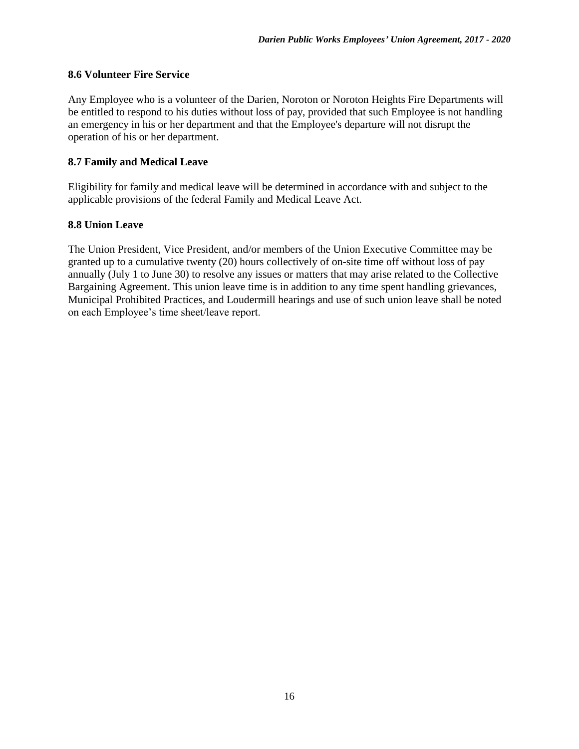**8.6 Volunteer Fire Service**

Any Employee who is a volunteer of the Darien, Noroton or Noroton Heights Fire Departments will be entitled to respond to his duties without loss of pay, provided that such Employee is not handling an emergency in his or her department and that the Employee's departure will not disrupt the operation of his or her department.

**8.7 Family and Medical Leave**

Eligibility for family and medical leave will be determined in accordance with and subject to the applicable provisions of the federal Family and Medical Leave Act.

**8.8 Union Leave**

The Union President, Vice President, and/or members of the Union Executive Committee may be granted up to a cumulative twenty (20) hours collectively of on-site time off without loss of pay annually (July 1 to June 30) to resolve any issues or matters that may arise related to the Collective Bargaining Agreement. This union leave time is in addition to any time spent handling grievances, Municipal Prohibited Practices, and Loudermill hearings and use of such union leave shall be noted on each Employee's time sheet/leave report.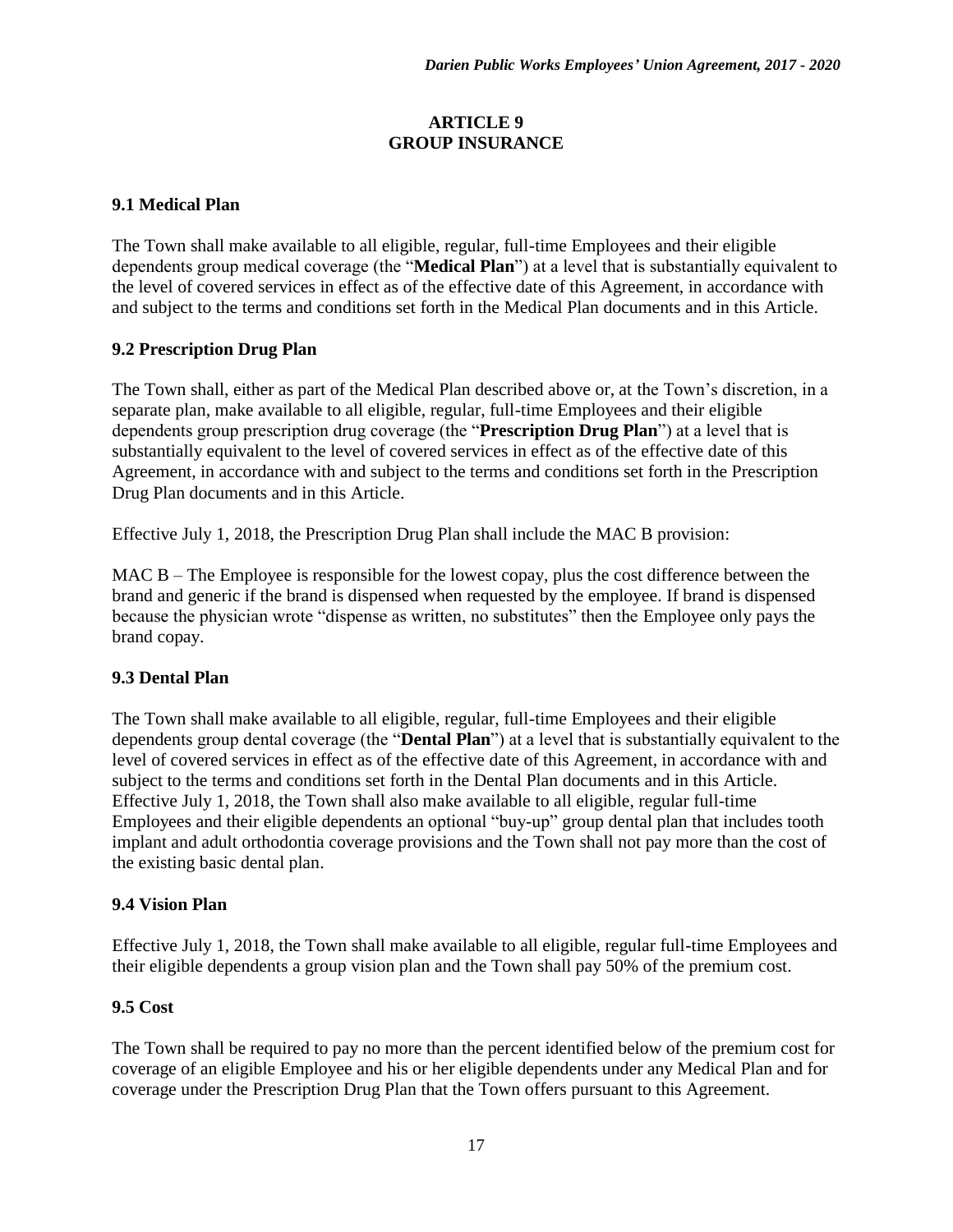## ARTICLE 9
## GROUP INSURANCE

### 9.1 Medical Plan

The Town shall make available to all eligible, regular, full-time Employees and their eligible dependents group medical coverage (the "**Medical Plan**") at a level that is substantially equivalent to the level of covered services in effect as of the effective date of this Agreement, in accordance with and subject to the terms and conditions set forth in the Medical Plan documents and in this Article.

### 9.2 Prescription Drug Plan

The Town shall, either as part of the Medical Plan described above or, at the Town's discretion, in a separate plan, make available to all eligible, regular, full-time Employees and their eligible dependents group prescription drug coverage (the "**Prescription Drug Plan**") at a level that is substantially equivalent to the level of covered services in effect as of the effective date of this Agreement, in accordance with and subject to the terms and conditions set forth in the Prescription Drug Plan documents and in this Article.

Effective July 1, 2018, the Prescription Drug Plan shall include the MAC B provision:

MAC B – The Employee is responsible for the lowest copay, plus the cost difference between the brand and generic if the brand is dispensed when requested by the employee. If brand is dispensed because the physician wrote "dispense as written, no substitutes" then the Employee only pays the brand copay.

### 9.3 Dental Plan

The Town shall make available to all eligible, regular, full-time Employees and their eligible dependents group dental coverage (the "**Dental Plan**") at a level that is substantially equivalent to the level of covered services in effect as of the effective date of this Agreement, in accordance with and subject to the terms and conditions set forth in the Dental Plan documents and in this Article. Effective July 1, 2018, the Town shall also make available to all eligible, regular full-time Employees and their eligible dependents an optional "buy-up" group dental plan that includes tooth implant and adult orthodontia coverage provisions and the Town shall not pay more than the cost of the existing basic dental plan.

### 9.4 Vision Plan

Effective July 1, 2018, the Town shall make available to all eligible, regular full-time Employees and their eligible dependents a group vision plan and the Town shall pay 50% of the premium cost.

### 9.5 Cost

The Town shall be required to pay no more than the percent identified below of the premium cost for coverage of an eligible Employee and his or her eligible dependents under any Medical Plan and for coverage under the Prescription Drug Plan that the Town offers pursuant to this Agreement.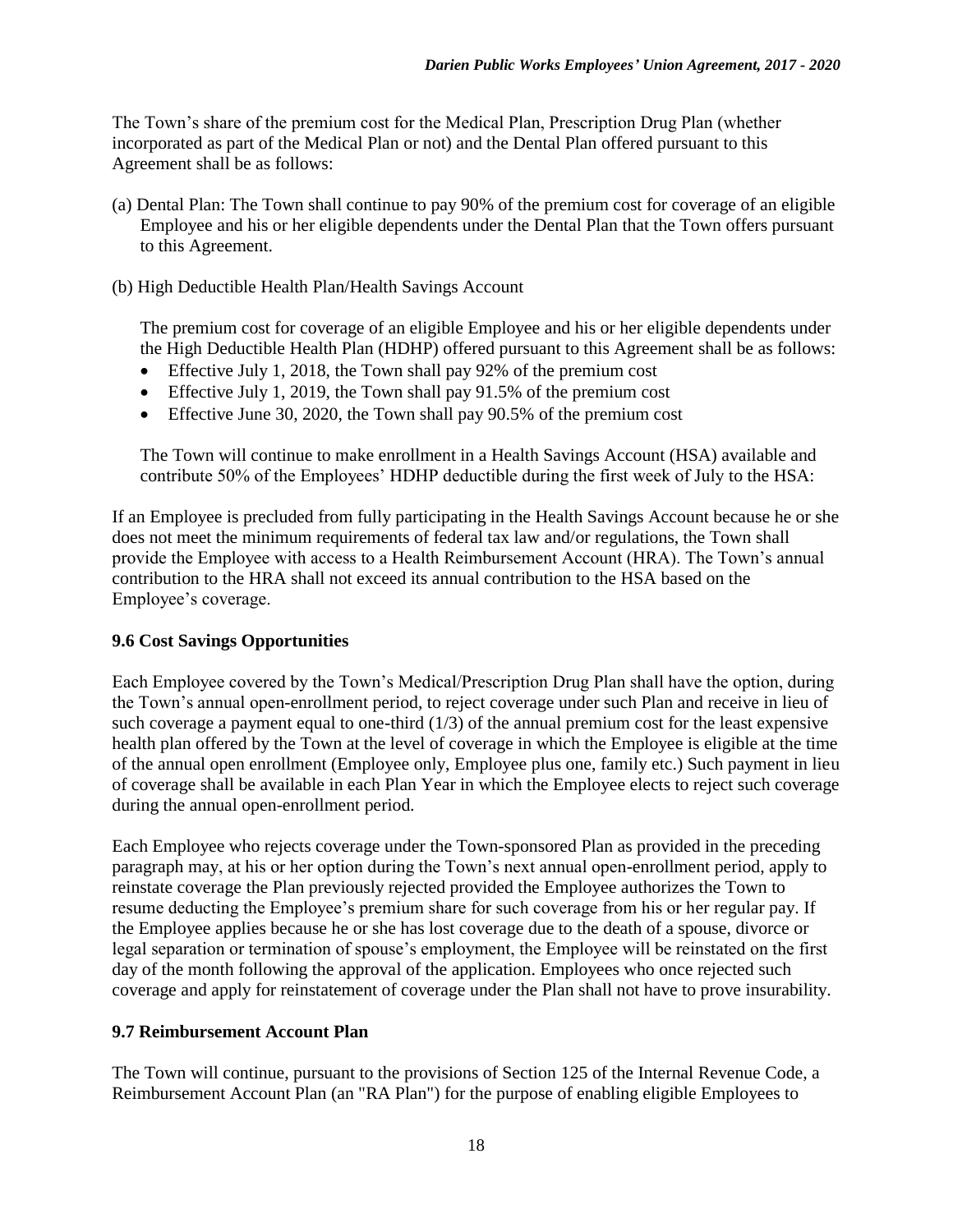The Town's share of the premium cost for the Medical Plan, Prescription Drug Plan (whether incorporated as part of the Medical Plan or not) and the Dental Plan offered pursuant to this Agreement shall be as follows:

(a) Dental Plan: The Town shall continue to pay 90% of the premium cost for coverage of an eligible Employee and his or her eligible dependents under the Dental Plan that the Town offers pursuant to this Agreement.

(b) High Deductible Health Plan/Health Savings Account

The premium cost for coverage of an eligible Employee and his or her eligible dependents under the High Deductible Health Plan (HDHP) offered pursuant to this Agreement shall be as follows:

- Effective July 1, 2018, the Town shall pay 92% of the premium cost
- Effective July 1, 2019, the Town shall pay 91.5% of the premium cost
- Effective June 30, 2020, the Town shall pay 90.5% of the premium cost

The Town will continue to make enrollment in a Health Savings Account (HSA) available and contribute 50% of the Employees' HDHP deductible during the first week of July to the HSA:

If an Employee is precluded from fully participating in the Health Savings Account because he or she does not meet the minimum requirements of federal tax law and/or regulations, the Town shall provide the Employee with access to a Health Reimbursement Account (HRA). The Town's annual contribution to the HRA shall not exceed its annual contribution to the HSA based on the Employee's coverage.

**9.6 Cost Savings Opportunities**

Each Employee covered by the Town's Medical/Prescription Drug Plan shall have the option, during the Town's annual open-enrollment period, to reject coverage under such Plan and receive in lieu of such coverage a payment equal to one-third (1/3) of the annual premium cost for the least expensive health plan offered by the Town at the level of coverage in which the Employee is eligible at the time of the annual open enrollment (Employee only, Employee plus one, family etc.) Such payment in lieu of coverage shall be available in each Plan Year in which the Employee elects to reject such coverage during the annual open-enrollment period.

Each Employee who rejects coverage under the Town-sponsored Plan as provided in the preceding paragraph may, at his or her option during the Town's next annual open-enrollment period, apply to reinstate coverage the Plan previously rejected provided the Employee authorizes the Town to resume deducting the Employee's premium share for such coverage from his or her regular pay. If the Employee applies because he or she has lost coverage due to the death of a spouse, divorce or legal separation or termination of spouse's employment, the Employee will be reinstated on the first day of the month following the approval of the application. Employees who once rejected such coverage and apply for reinstatement of coverage under the Plan shall not have to prove insurability.

**9.7 Reimbursement Account Plan**

The Town will continue, pursuant to the provisions of Section 125 of the Internal Revenue Code, a Reimbursement Account Plan (an "RA Plan") for the purpose of enabling eligible Employees to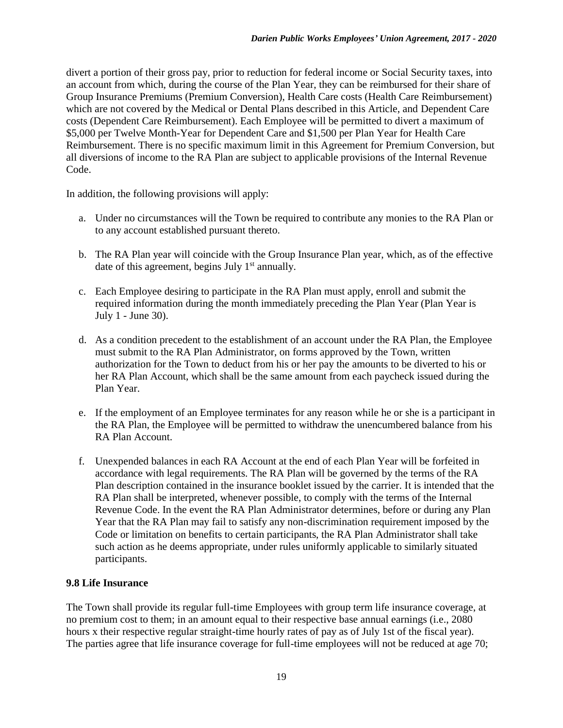divert a portion of their gross pay, prior to reduction for federal income or Social Security taxes, into an account from which, during the course of the Plan Year, they can be reimbursed for their share of Group Insurance Premiums (Premium Conversion), Health Care costs (Health Care Reimbursement) which are not covered by the Medical or Dental Plans described in this Article, and Dependent Care costs (Dependent Care Reimbursement). Each Employee will be permitted to divert a maximum of $5,000 per Twelve Month-Year for Dependent Care and $1,500 per Plan Year for Health Care Reimbursement. There is no specific maximum limit in this Agreement for Premium Conversion, but all diversions of income to the RA Plan are subject to applicable provisions of the Internal Revenue Code.

In addition, the following provisions will apply:

a. Under no circumstances will the Town be required to contribute any monies to the RA Plan or to any account established pursuant thereto.

b. The RA Plan year will coincide with the Group Insurance Plan year, which, as of the effective date of this agreement, begins July 1st annually.

c. Each Employee desiring to participate in the RA Plan must apply, enroll and submit the required information during the month immediately preceding the Plan Year (Plan Year is July 1 - June 30).

d. As a condition precedent to the establishment of an account under the RA Plan, the Employee must submit to the RA Plan Administrator, on forms approved by the Town, written authorization for the Town to deduct from his or her pay the amounts to be diverted to his or her RA Plan Account, which shall be the same amount from each paycheck issued during the Plan Year.

e. If the employment of an Employee terminates for any reason while he or she is a participant in the RA Plan, the Employee will be permitted to withdraw the unencumbered balance from his RA Plan Account.

f. Unexpended balances in each RA Account at the end of each Plan Year will be forfeited in accordance with legal requirements. The RA Plan will be governed by the terms of the RA Plan description contained in the insurance booklet issued by the carrier. It is intended that the RA Plan shall be interpreted, whenever possible, to comply with the terms of the Internal Revenue Code. In the event the RA Plan Administrator determines, before or during any Plan Year that the RA Plan may fail to satisfy any non-discrimination requirement imposed by the Code or limitation on benefits to certain participants, the RA Plan Administrator shall take such action as he deems appropriate, under rules uniformly applicable to similarly situated participants.

### 9.8 Life Insurance

The Town shall provide its regular full-time Employees with group term life insurance coverage, at no premium cost to them; in an amount equal to their respective base annual earnings (i.e., 2080 hours x their respective regular straight-time hourly rates of pay as of July 1st of the fiscal year). The parties agree that life insurance coverage for full-time employees will not be reduced at age 70;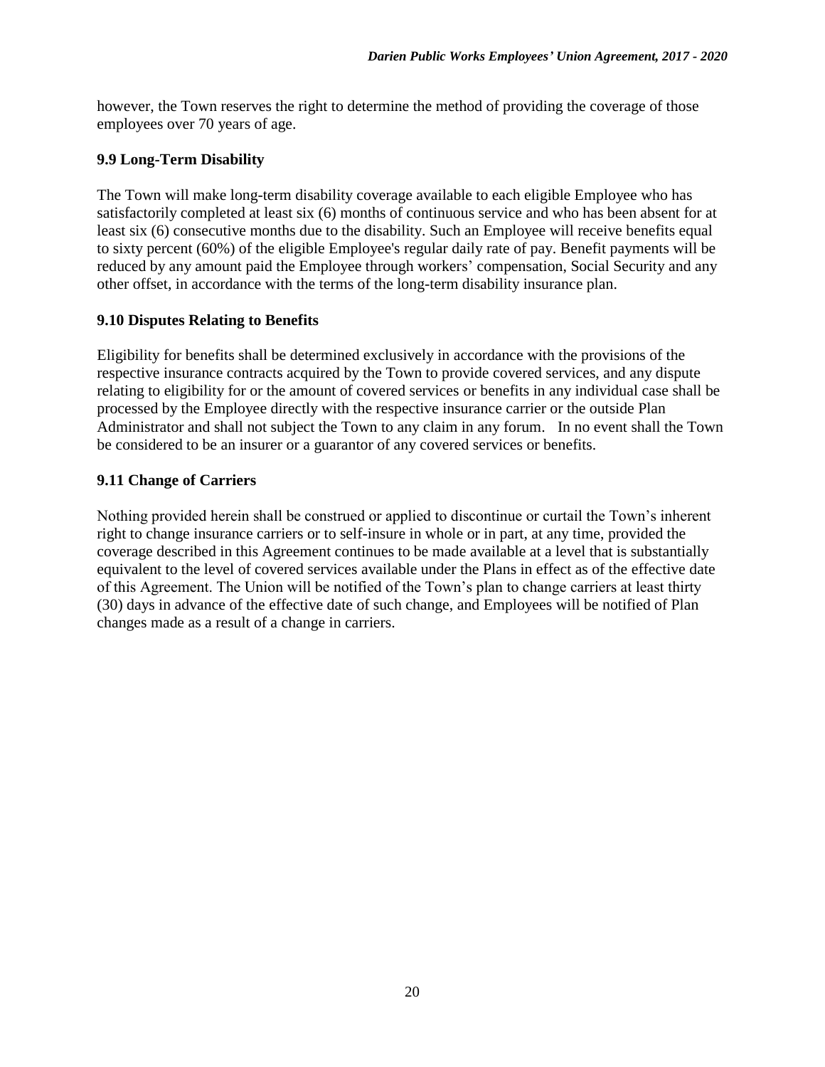however, the Town reserves the right to determine the method of providing the coverage of those employees over 70 years of age.

### 9.9 Long-Term Disability

The Town will make long-term disability coverage available to each eligible Employee who has satisfactorily completed at least six (6) months of continuous service and who has been absent for at least six (6) consecutive months due to the disability. Such an Employee will receive benefits equal to sixty percent (60%) of the eligible Employee's regular daily rate of pay. Benefit payments will be reduced by any amount paid the Employee through workers' compensation, Social Security and any other offset, in accordance with the terms of the long-term disability insurance plan.

### 9.10 Disputes Relating to Benefits

Eligibility for benefits shall be determined exclusively in accordance with the provisions of the respective insurance contracts acquired by the Town to provide covered services, and any dispute relating to eligibility for or the amount of covered services or benefits in any individual case shall be processed by the Employee directly with the respective insurance carrier or the outside Plan Administrator and shall not subject the Town to any claim in any forum. In no event shall the Town be considered to be an insurer or a guarantor of any covered services or benefits.

### 9.11 Change of Carriers

Nothing provided herein shall be construed or applied to discontinue or curtail the Town's inherent right to change insurance carriers or to self-insure in whole or in part, at any time, provided the coverage described in this Agreement continues to be made available at a level that is substantially equivalent to the level of covered services available under the Plans in effect as of the effective date of this Agreement. The Union will be notified of the Town's plan to change carriers at least thirty (30) days in advance of the effective date of such change, and Employees will be notified of Plan changes made as a result of a change in carriers.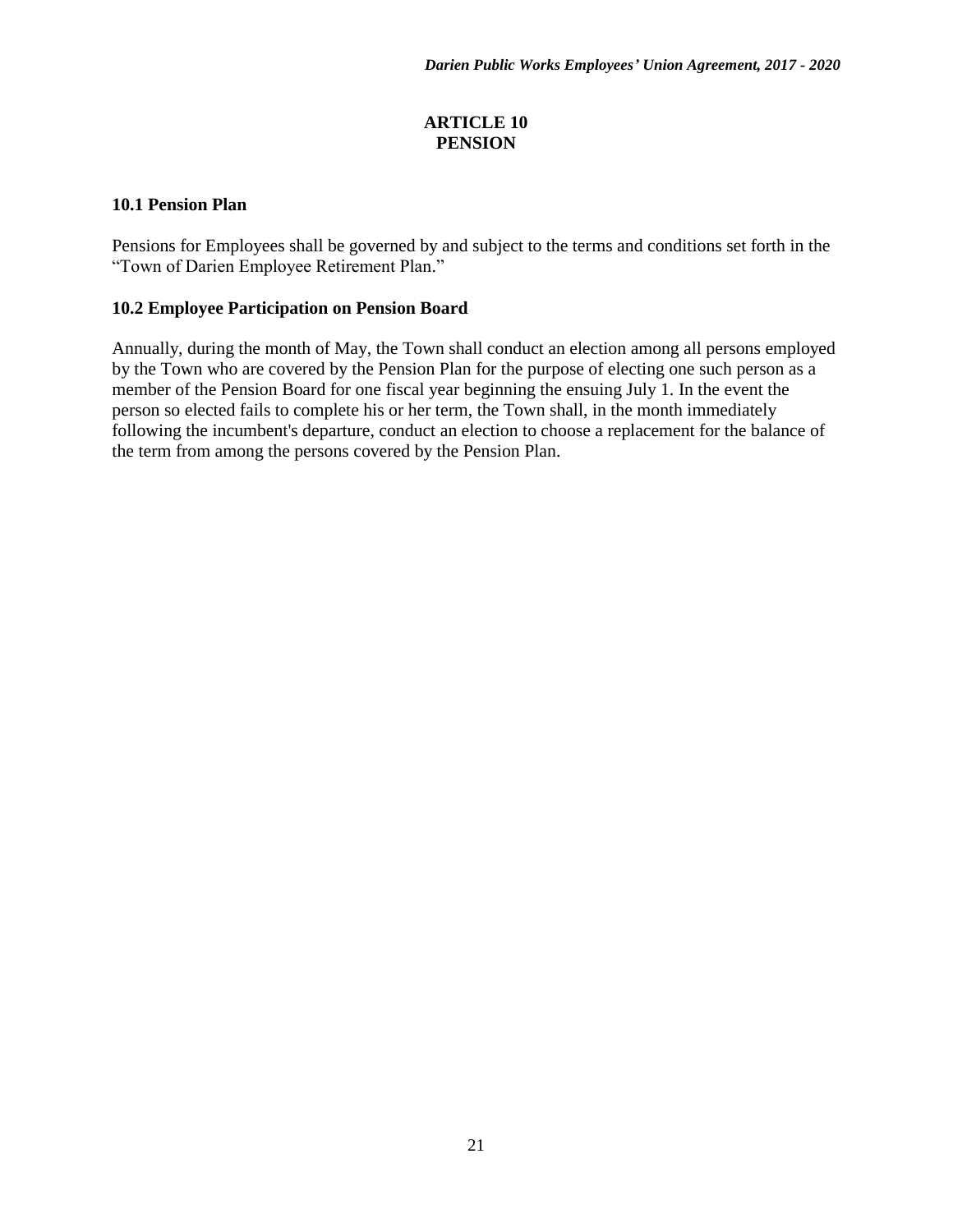# ARTICLE 10
# PENSION

### 10.1 Pension Plan

Pensions for Employees shall be governed by and subject to the terms and conditions set forth in the "Town of Darien Employee Retirement Plan."

### 10.2 Employee Participation on Pension Board

Annually, during the month of May, the Town shall conduct an election among all persons employed by the Town who are covered by the Pension Plan for the purpose of electing one such person as a member of the Pension Board for one fiscal year beginning the ensuing July 1. In the event the person so elected fails to complete his or her term, the Town shall, in the month immediately following the incumbent's departure, conduct an election to choose a replacement for the balance of the term from among the persons covered by the Pension Plan.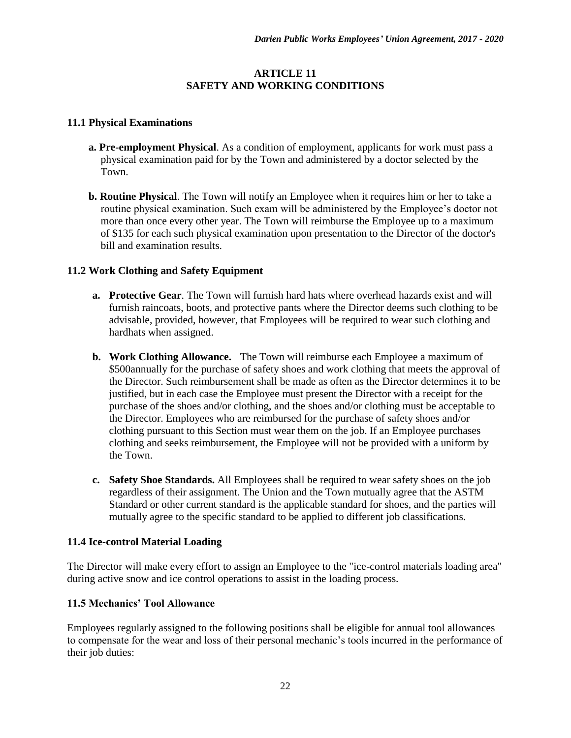## ARTICLE 11
## SAFETY AND WORKING CONDITIONS

### 11.1 Physical Examinations

**a. Pre-employment Physical**. As a condition of employment, applicants for work must pass a physical examination paid for by the Town and administered by a doctor selected by the Town.

**b. Routine Physical**. The Town will notify an Employee when it requires him or her to take a routine physical examination. Such exam will be administered by the Employee's doctor not more than once every other year. The Town will reimburse the Employee up to a maximum of $135 for each such physical examination upon presentation to the Director of the doctor's bill and examination results.

### 11.2 Work Clothing and Safety Equipment

**a. Protective Gear**. The Town will furnish hard hats where overhead hazards exist and will furnish raincoats, boots, and protective pants where the Director deems such clothing to be advisable, provided, however, that Employees will be required to wear such clothing and hardhats when assigned.

**b. Work Clothing Allowance.** The Town will reimburse each Employee a maximum of $500annually for the purchase of safety shoes and work clothing that meets the approval of the Director. Such reimbursement shall be made as often as the Director determines it to be justified, but in each case the Employee must present the Director with a receipt for the purchase of the shoes and/or clothing, and the shoes and/or clothing must be acceptable to the Director. Employees who are reimbursed for the purchase of safety shoes and/or clothing pursuant to this Section must wear them on the job. If an Employee purchases clothing and seeks reimbursement, the Employee will not be provided with a uniform by the Town.

**c. Safety Shoe Standards.** All Employees shall be required to wear safety shoes on the job regardless of their assignment. The Union and the Town mutually agree that the ASTM Standard or other current standard is the applicable standard for shoes, and the parties will mutually agree to the specific standard to be applied to different job classifications.

### 11.4 Ice-control Material Loading

The Director will make every effort to assign an Employee to the "ice-control materials loading area" during active snow and ice control operations to assist in the loading process.

### 11.5 Mechanics' Tool Allowance

Employees regularly assigned to the following positions shall be eligible for annual tool allowances to compensate for the wear and loss of their personal mechanic's tools incurred in the performance of their job duties: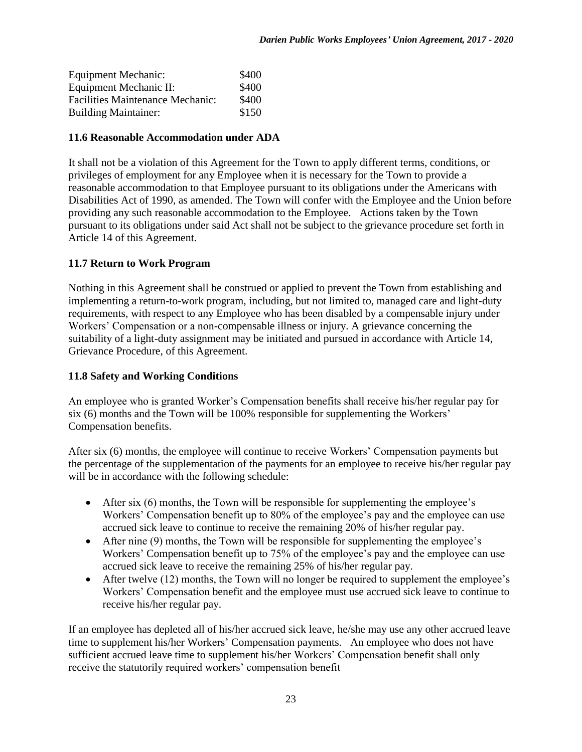| | |
|---|---|
| Equipment Mechanic: | \$400 |
| Equipment Mechanic II: | \$400 |
| Facilities Maintenance Mechanic: | \$400 |
| Building Maintainer: | \$150 |

### 11.6 Reasonable Accommodation under ADA

It shall not be a violation of this Agreement for the Town to apply different terms, conditions, or privileges of employment for any Employee when it is necessary for the Town to provide a reasonable accommodation to that Employee pursuant to its obligations under the Americans with Disabilities Act of 1990, as amended. The Town will confer with the Employee and the Union before providing any such reasonable accommodation to the Employee. Actions taken by the Town pursuant to its obligations under said Act shall not be subject to the grievance procedure set forth in Article 14 of this Agreement.

### 11.7 Return to Work Program

Nothing in this Agreement shall be construed or applied to prevent the Town from establishing and implementing a return-to-work program, including, but not limited to, managed care and light-duty requirements, with respect to any Employee who has been disabled by a compensable injury under Workers' Compensation or a non-compensable illness or injury. A grievance concerning the suitability of a light-duty assignment may be initiated and pursued in accordance with Article 14, Grievance Procedure, of this Agreement.

### 11.8 Safety and Working Conditions

An employee who is granted Worker's Compensation benefits shall receive his/her regular pay for six (6) months and the Town will be 100% responsible for supplementing the Workers' Compensation benefits.

After six (6) months, the employee will continue to receive Workers' Compensation payments but the percentage of the supplementation of the payments for an employee to receive his/her regular pay will be in accordance with the following schedule:

- After six (6) months, the Town will be responsible for supplementing the employee's Workers' Compensation benefit up to 80% of the employee's pay and the employee can use accrued sick leave to continue to receive the remaining 20% of his/her regular pay.
- After nine (9) months, the Town will be responsible for supplementing the employee's Workers' Compensation benefit up to 75% of the employee's pay and the employee can use accrued sick leave to receive the remaining 25% of his/her regular pay.
- After twelve (12) months, the Town will no longer be required to supplement the employee's Workers' Compensation benefit and the employee must use accrued sick leave to continue to receive his/her regular pay.

If an employee has depleted all of his/her accrued sick leave, he/she may use any other accrued leave time to supplement his/her Workers' Compensation payments. An employee who does not have sufficient accrued leave time to supplement his/her Workers' Compensation benefit shall only receive the statutorily required workers' compensation benefit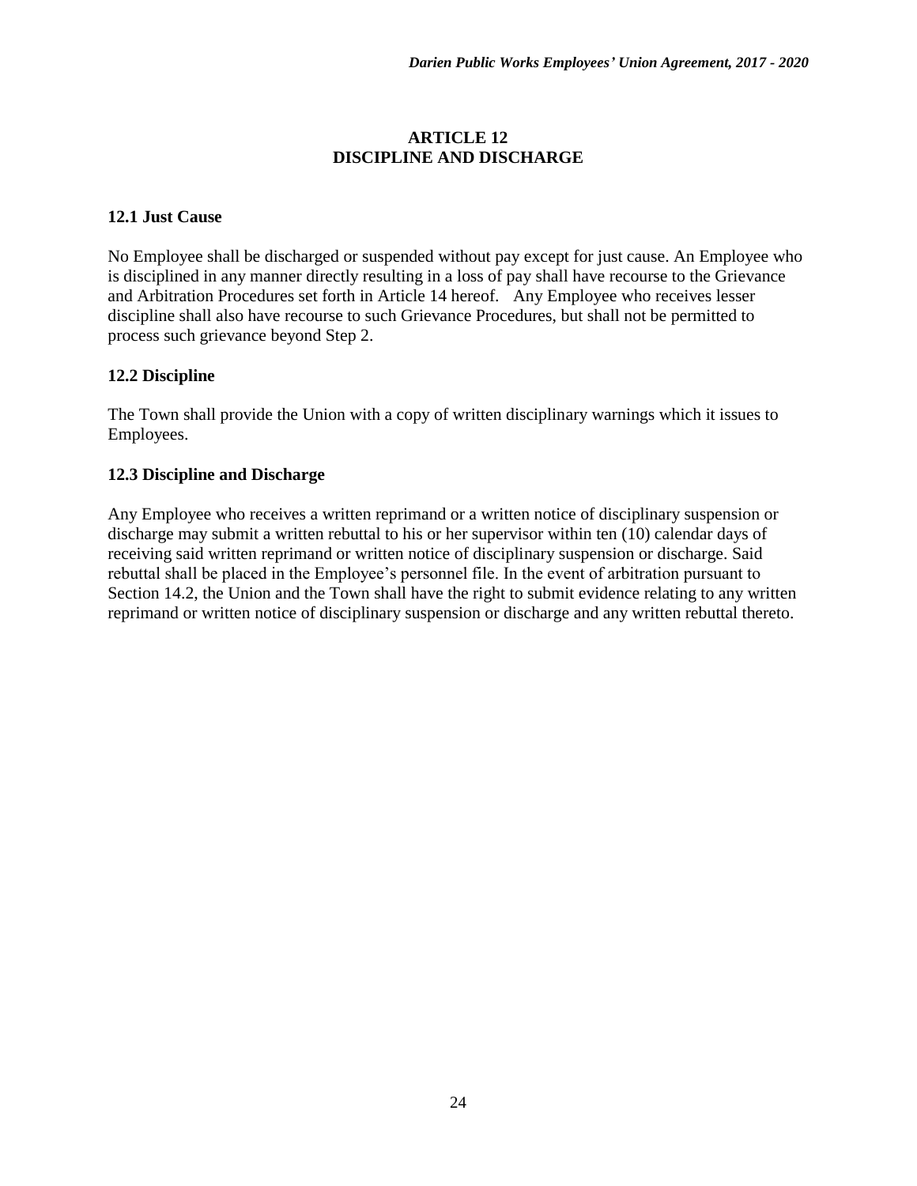# ARTICLE 12
# DISCIPLINE AND DISCHARGE

### 12.1 Just Cause

No Employee shall be discharged or suspended without pay except for just cause. An Employee who is disciplined in any manner directly resulting in a loss of pay shall have recourse to the Grievance and Arbitration Procedures set forth in Article 14 hereof. Any Employee who receives lesser discipline shall also have recourse to such Grievance Procedures, but shall not be permitted to process such grievance beyond Step 2.

### 12.2 Discipline

The Town shall provide the Union with a copy of written disciplinary warnings which it issues to Employees.

### 12.3 Discipline and Discharge

Any Employee who receives a written reprimand or a written notice of disciplinary suspension or discharge may submit a written rebuttal to his or her supervisor within ten (10) calendar days of receiving said written reprimand or written notice of disciplinary suspension or discharge. Said rebuttal shall be placed in the Employee's personnel file. In the event of arbitration pursuant to Section 14.2, the Union and the Town shall have the right to submit evidence relating to any written reprimand or written notice of disciplinary suspension or discharge and any written rebuttal thereto.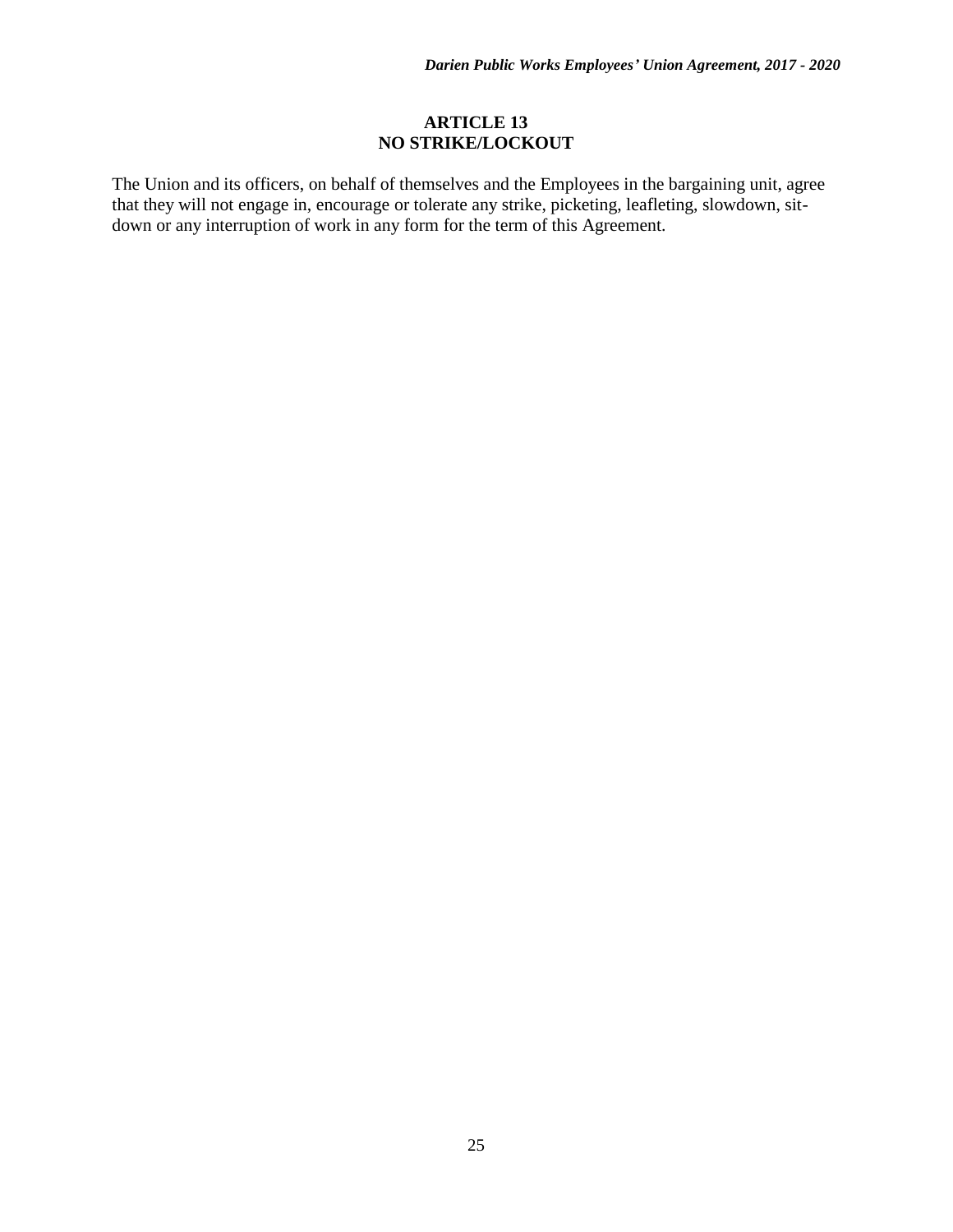## ARTICLE 13
## NO STRIKE/LOCKOUT

The Union and its officers, on behalf of themselves and the Employees in the bargaining unit, agree that they will not engage in, encourage or tolerate any strike, picketing, leafleting, slowdown, sit-down or any interruption of work in any form for the term of this Agreement.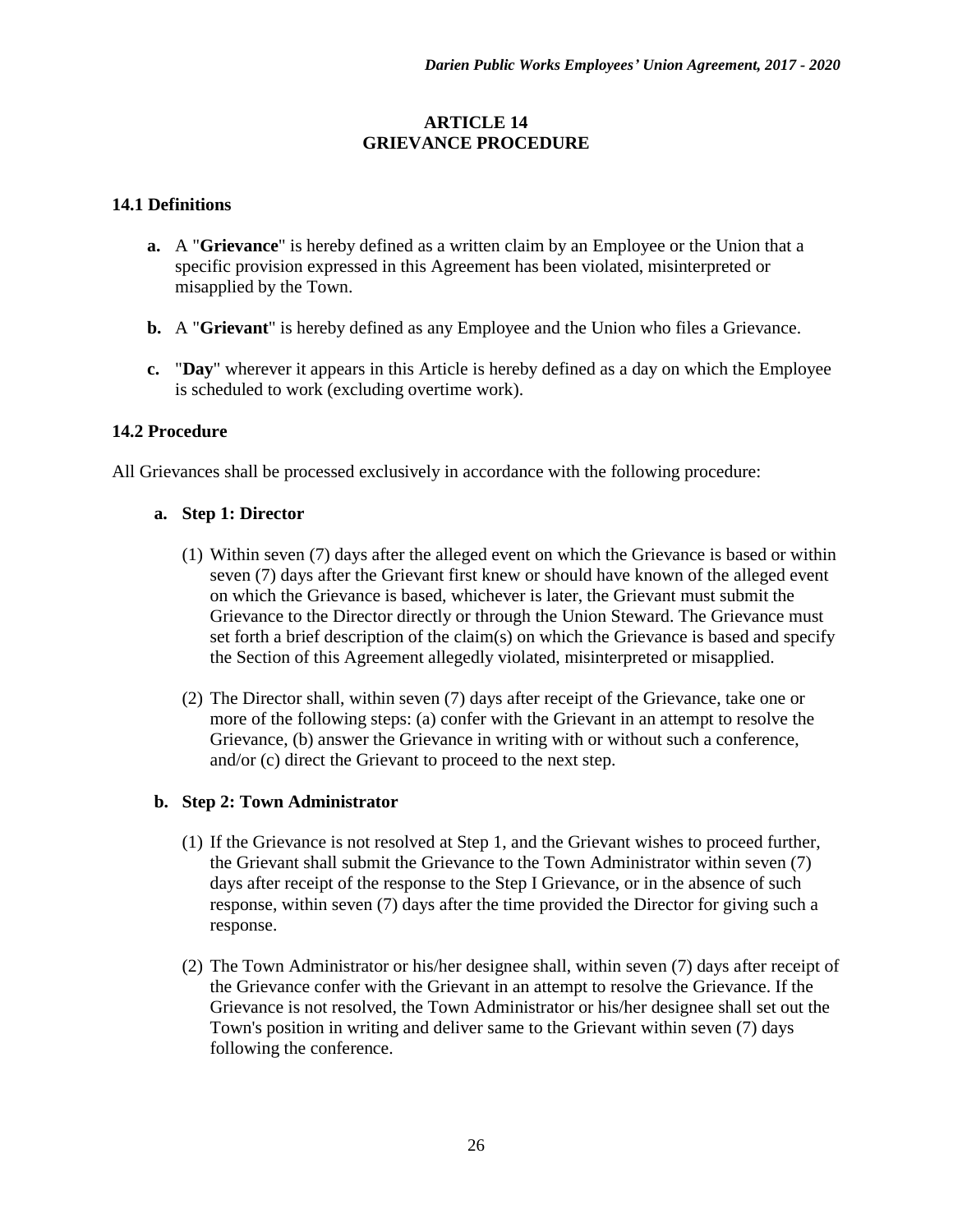# ARTICLE 14
# GRIEVANCE PROCEDURE

### 14.1 Definitions

**a.** A "**Grievance**" is hereby defined as a written claim by an Employee or the Union that a specific provision expressed in this Agreement has been violated, misinterpreted or misapplied by the Town.

**b.** A "**Grievant**" is hereby defined as any Employee and the Union who files a Grievance.

**c.** "**Day**" wherever it appears in this Article is hereby defined as a day on which the Employee is scheduled to work (excluding overtime work).

### 14.2 Procedure

All Grievances shall be processed exclusively in accordance with the following procedure:

**a. Step 1: Director**

(1) Within seven (7) days after the alleged event on which the Grievance is based or within seven (7) days after the Grievant first knew or should have known of the alleged event on which the Grievance is based, whichever is later, the Grievant must submit the Grievance to the Director directly or through the Union Steward. The Grievance must set forth a brief description of the claim(s) on which the Grievance is based and specify the Section of this Agreement allegedly violated, misinterpreted or misapplied.

(2) The Director shall, within seven (7) days after receipt of the Grievance, take one or more of the following steps: (a) confer with the Grievant in an attempt to resolve the Grievance, (b) answer the Grievance in writing with or without such a conference, and/or (c) direct the Grievant to proceed to the next step.

**b. Step 2: Town Administrator**

(1) If the Grievance is not resolved at Step 1, and the Grievant wishes to proceed further, the Grievant shall submit the Grievance to the Town Administrator within seven (7) days after receipt of the response to the Step I Grievance, or in the absence of such response, within seven (7) days after the time provided the Director for giving such a response.

(2) The Town Administrator or his/her designee shall, within seven (7) days after receipt of the Grievance confer with the Grievant in an attempt to resolve the Grievance. If the Grievance is not resolved, the Town Administrator or his/her designee shall set out the Town's position in writing and deliver same to the Grievant within seven (7) days following the conference.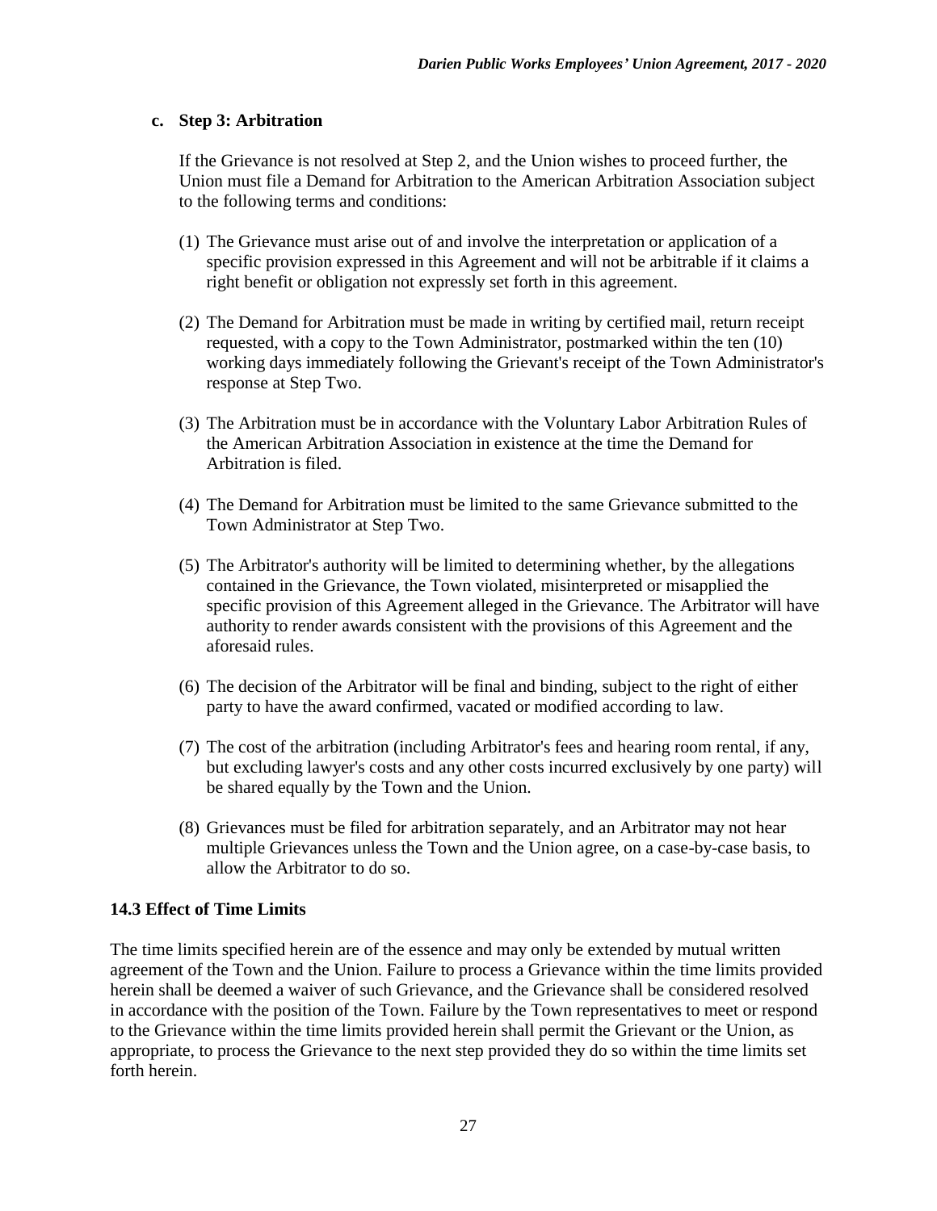**c. Step 3: Arbitration**

If the Grievance is not resolved at Step 2, and the Union wishes to proceed further, the Union must file a Demand for Arbitration to the American Arbitration Association subject to the following terms and conditions:

(1) The Grievance must arise out of and involve the interpretation or application of a specific provision expressed in this Agreement and will not be arbitrable if it claims a right benefit or obligation not expressly set forth in this agreement.

(2) The Demand for Arbitration must be made in writing by certified mail, return receipt requested, with a copy to the Town Administrator, postmarked within the ten (10) working days immediately following the Grievant's receipt of the Town Administrator's response at Step Two.

(3) The Arbitration must be in accordance with the Voluntary Labor Arbitration Rules of the American Arbitration Association in existence at the time the Demand for Arbitration is filed.

(4) The Demand for Arbitration must be limited to the same Grievance submitted to the Town Administrator at Step Two.

(5) The Arbitrator's authority will be limited to determining whether, by the allegations contained in the Grievance, the Town violated, misinterpreted or misapplied the specific provision of this Agreement alleged in the Grievance. The Arbitrator will have authority to render awards consistent with the provisions of this Agreement and the aforesaid rules.

(6) The decision of the Arbitrator will be final and binding, subject to the right of either party to have the award confirmed, vacated or modified according to law.

(7) The cost of the arbitration (including Arbitrator's fees and hearing room rental, if any, but excluding lawyer's costs and any other costs incurred exclusively by one party) will be shared equally by the Town and the Union.

(8) Grievances must be filed for arbitration separately, and an Arbitrator may not hear multiple Grievances unless the Town and the Union agree, on a case-by-case basis, to allow the Arbitrator to do so.

### 14.3 Effect of Time Limits

The time limits specified herein are of the essence and may only be extended by mutual written agreement of the Town and the Union. Failure to process a Grievance within the time limits provided herein shall be deemed a waiver of such Grievance, and the Grievance shall be considered resolved in accordance with the position of the Town. Failure by the Town representatives to meet or respond to the Grievance within the time limits provided herein shall permit the Grievant or the Union, as appropriate, to process the Grievance to the next step provided they do so within the time limits set forth herein.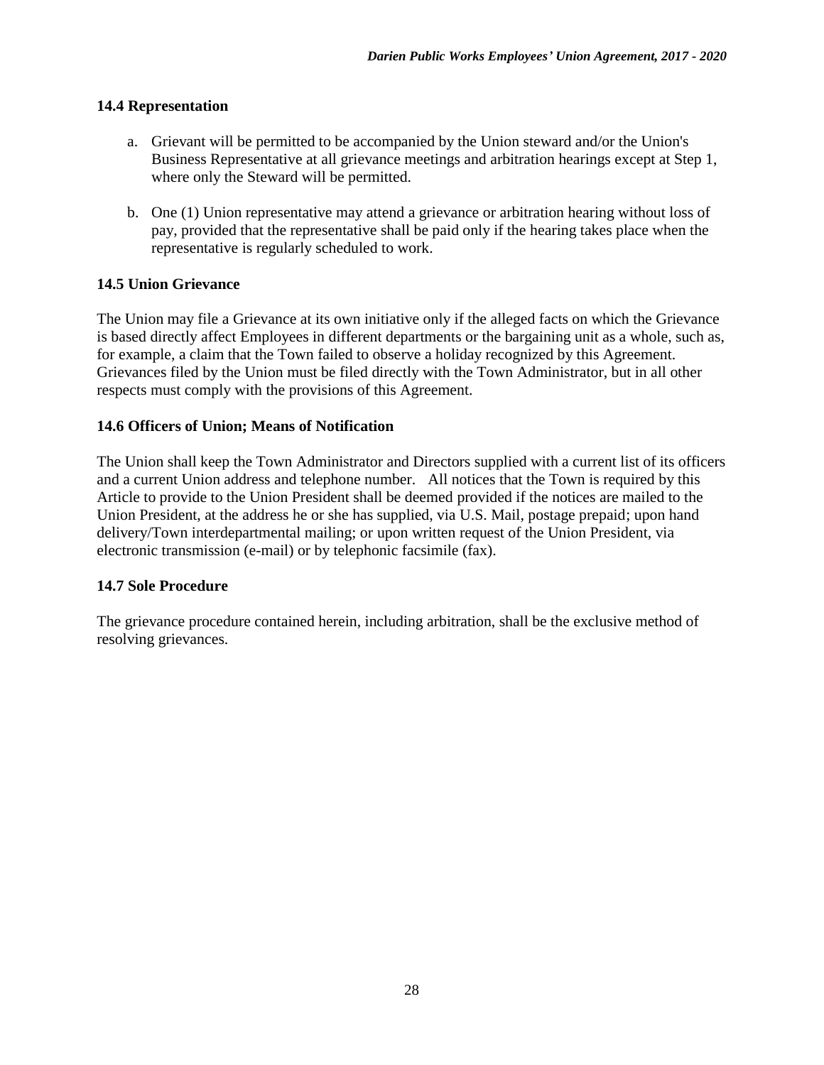### 14.4 Representation

a. Grievant will be permitted to be accompanied by the Union steward and/or the Union's Business Representative at all grievance meetings and arbitration hearings except at Step 1, where only the Steward will be permitted.

b. One (1) Union representative may attend a grievance or arbitration hearing without loss of pay, provided that the representative shall be paid only if the hearing takes place when the representative is regularly scheduled to work.

### 14.5 Union Grievance

The Union may file a Grievance at its own initiative only if the alleged facts on which the Grievance is based directly affect Employees in different departments or the bargaining unit as a whole, such as, for example, a claim that the Town failed to observe a holiday recognized by this Agreement. Grievances filed by the Union must be filed directly with the Town Administrator, but in all other respects must comply with the provisions of this Agreement.

### 14.6 Officers of Union; Means of Notification

The Union shall keep the Town Administrator and Directors supplied with a current list of its officers and a current Union address and telephone number. All notices that the Town is required by this Article to provide to the Union President shall be deemed provided if the notices are mailed to the Union President, at the address he or she has supplied, via U.S. Mail, postage prepaid; upon hand delivery/Town interdepartmental mailing; or upon written request of the Union President, via electronic transmission (e-mail) or by telephonic facsimile (fax).

### 14.7 Sole Procedure

The grievance procedure contained herein, including arbitration, shall be the exclusive method of resolving grievances.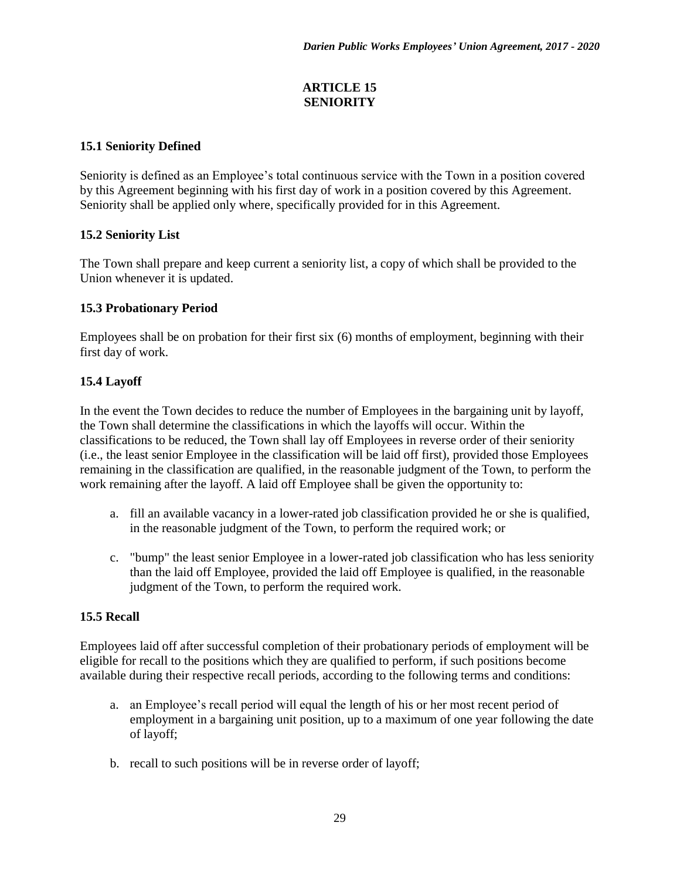# ARTICLE 15
# SENIORITY

### 15.1 Seniority Defined

Seniority is defined as an Employee's total continuous service with the Town in a position covered by this Agreement beginning with his first day of work in a position covered by this Agreement. Seniority shall be applied only where, specifically provided for in this Agreement.

### 15.2 Seniority List

The Town shall prepare and keep current a seniority list, a copy of which shall be provided to the Union whenever it is updated.

### 15.3 Probationary Period

Employees shall be on probation for their first six (6) months of employment, beginning with their first day of work.

### 15.4 Layoff

In the event the Town decides to reduce the number of Employees in the bargaining unit by layoff, the Town shall determine the classifications in which the layoffs will occur. Within the classifications to be reduced, the Town shall lay off Employees in reverse order of their seniority (i.e., the least senior Employee in the classification will be laid off first), provided those Employees remaining in the classification are qualified, in the reasonable judgment of the Town, to perform the work remaining after the layoff. A laid off Employee shall be given the opportunity to:

a. fill an available vacancy in a lower-rated job classification provided he or she is qualified, in the reasonable judgment of the Town, to perform the required work; or

c. "bump" the least senior Employee in a lower-rated job classification who has less seniority than the laid off Employee, provided the laid off Employee is qualified, in the reasonable judgment of the Town, to perform the required work.

### 15.5 Recall

Employees laid off after successful completion of their probationary periods of employment will be eligible for recall to the positions which they are qualified to perform, if such positions become available during their respective recall periods, according to the following terms and conditions:

a. an Employee's recall period will equal the length of his or her most recent period of employment in a bargaining unit position, up to a maximum of one year following the date of layoff;

b. recall to such positions will be in reverse order of layoff;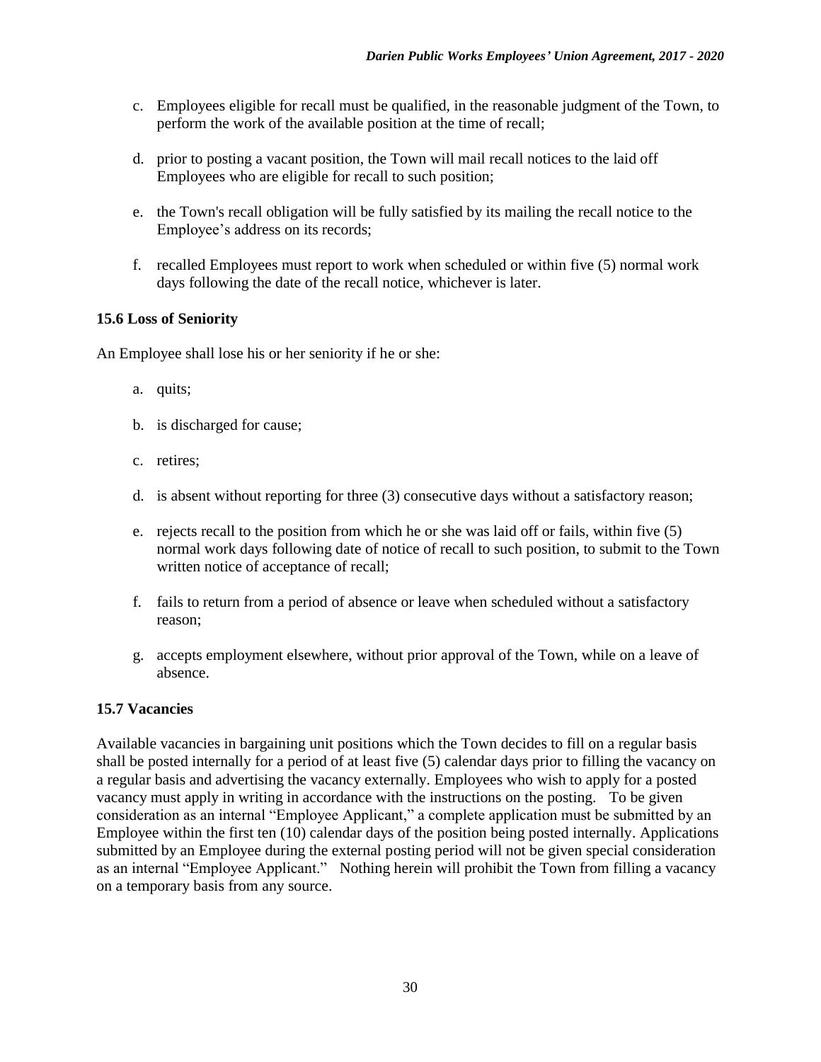c. Employees eligible for recall must be qualified, in the reasonable judgment of the Town, to perform the work of the available position at the time of recall;

d. prior to posting a vacant position, the Town will mail recall notices to the laid off Employees who are eligible for recall to such position;

e. the Town's recall obligation will be fully satisfied by its mailing the recall notice to the Employee's address on its records;

f. recalled Employees must report to work when scheduled or within five (5) normal work days following the date of the recall notice, whichever is later.

**15.6 Loss of Seniority**

An Employee shall lose his or her seniority if he or she:

a. quits;

b. is discharged for cause;

c. retires;

d. is absent without reporting for three (3) consecutive days without a satisfactory reason;

e. rejects recall to the position from which he or she was laid off or fails, within five (5) normal work days following date of notice of recall to such position, to submit to the Town written notice of acceptance of recall;

f. fails to return from a period of absence or leave when scheduled without a satisfactory reason;

g. accepts employment elsewhere, without prior approval of the Town, while on a leave of absence.

**15.7 Vacancies**

Available vacancies in bargaining unit positions which the Town decides to fill on a regular basis shall be posted internally for a period of at least five (5) calendar days prior to filling the vacancy on a regular basis and advertising the vacancy externally. Employees who wish to apply for a posted vacancy must apply in writing in accordance with the instructions on the posting. To be given consideration as an internal "Employee Applicant," a complete application must be submitted by an Employee within the first ten (10) calendar days of the position being posted internally. Applications submitted by an Employee during the external posting period will not be given special consideration as an internal "Employee Applicant." Nothing herein will prohibit the Town from filling a vacancy on a temporary basis from any source.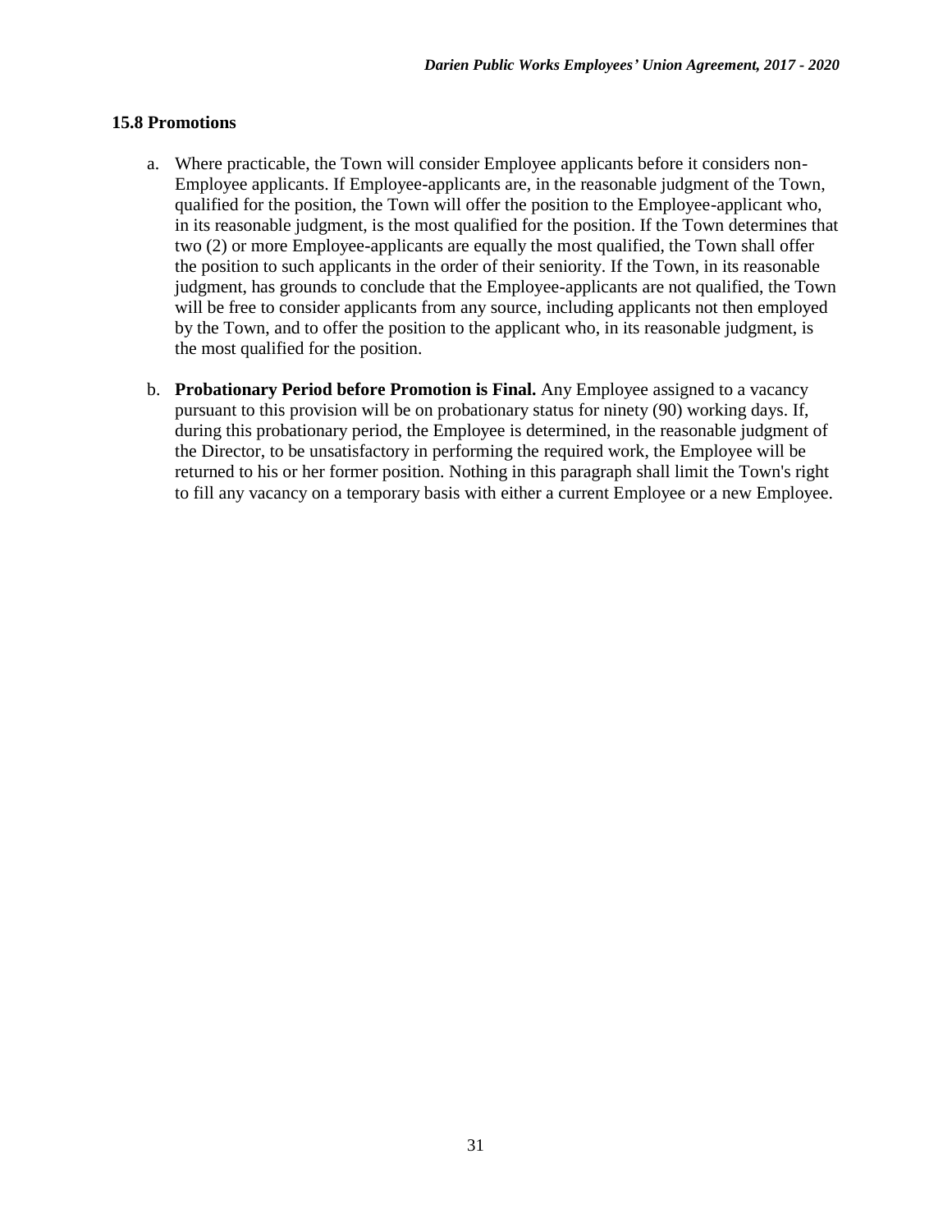### 15.8 Promotions

a. Where practicable, the Town will consider Employee applicants before it considers non-Employee applicants. If Employee-applicants are, in the reasonable judgment of the Town, qualified for the position, the Town will offer the position to the Employee-applicant who, in its reasonable judgment, is the most qualified for the position. If the Town determines that two (2) or more Employee-applicants are equally the most qualified, the Town shall offer the position to such applicants in the order of their seniority. If the Town, in its reasonable judgment, has grounds to conclude that the Employee-applicants are not qualified, the Town will be free to consider applicants from any source, including applicants not then employed by the Town, and to offer the position to the applicant who, in its reasonable judgment, is the most qualified for the position.

b. **Probationary Period before Promotion is Final.** Any Employee assigned to a vacancy pursuant to this provision will be on probationary status for ninety (90) working days. If, during this probationary period, the Employee is determined, in the reasonable judgment of the Director, to be unsatisfactory in performing the required work, the Employee will be returned to his or her former position. Nothing in this paragraph shall limit the Town's right to fill any vacancy on a temporary basis with either a current Employee or a new Employee.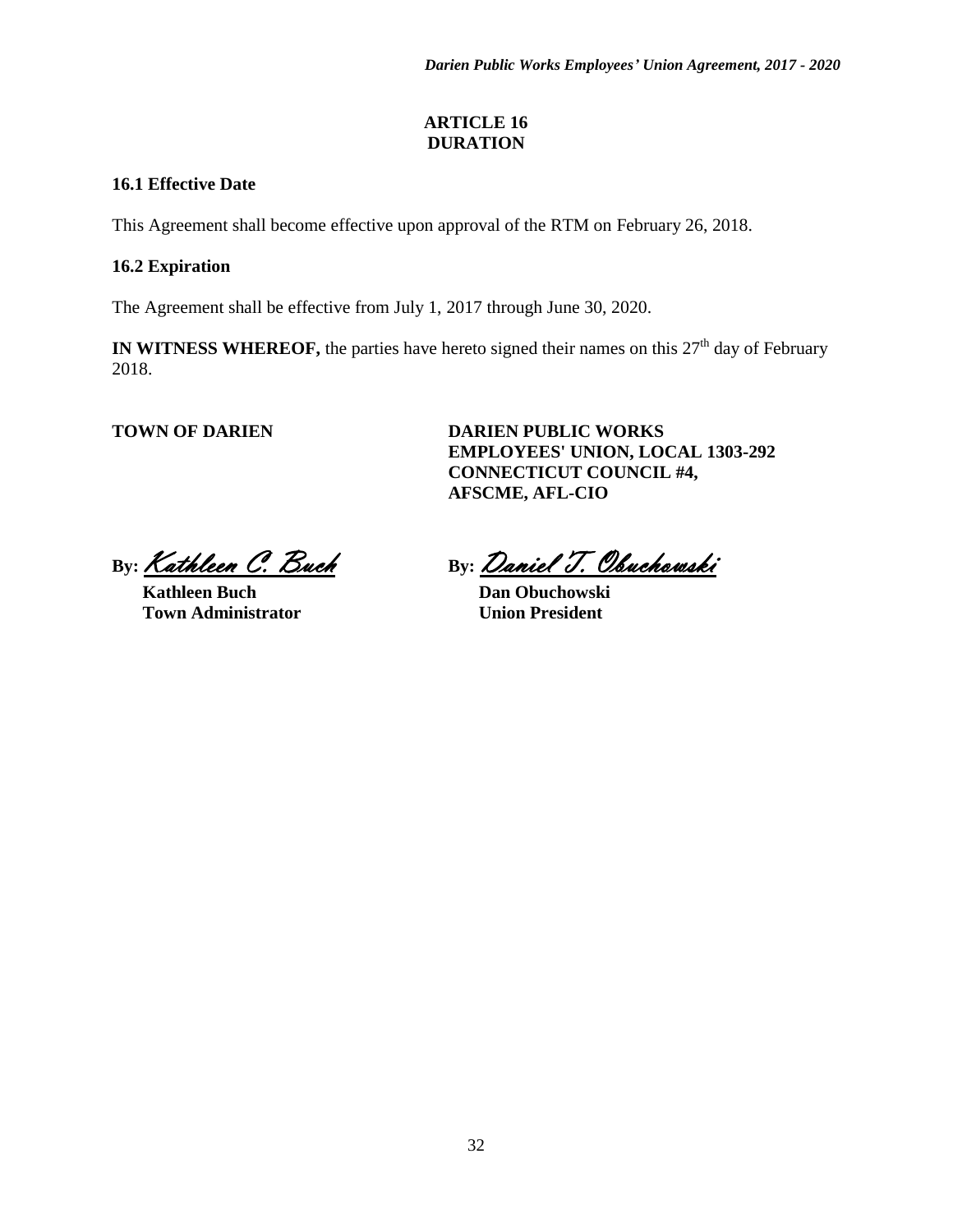## ARTICLE 16
## DURATION

### 16.1 Effective Date

This Agreement shall become effective upon approval of the RTM on February 26, 2018.

### 16.2 Expiration

The Agreement shall be effective from July 1, 2017 through June 30, 2020.

**IN WITNESS WHEREOF,** the parties have hereto signed their names on this 27th day of February 2018.

| **TOWN OF DARIEN** | **DARIEN PUBLIC WORKS EMPLOYEES' UNION, LOCAL 1303-292 CONNECTICUT COUNCIL #4, AFSCME, AFL-CIO** |
|---|---|
| **By:** *Kathleen C. Buch* | **By:** *Daniel T. Obuchowski* |
| **Kathleen Buch** | **Dan Obuchowski** |
| **Town Administrator** | **Union President** |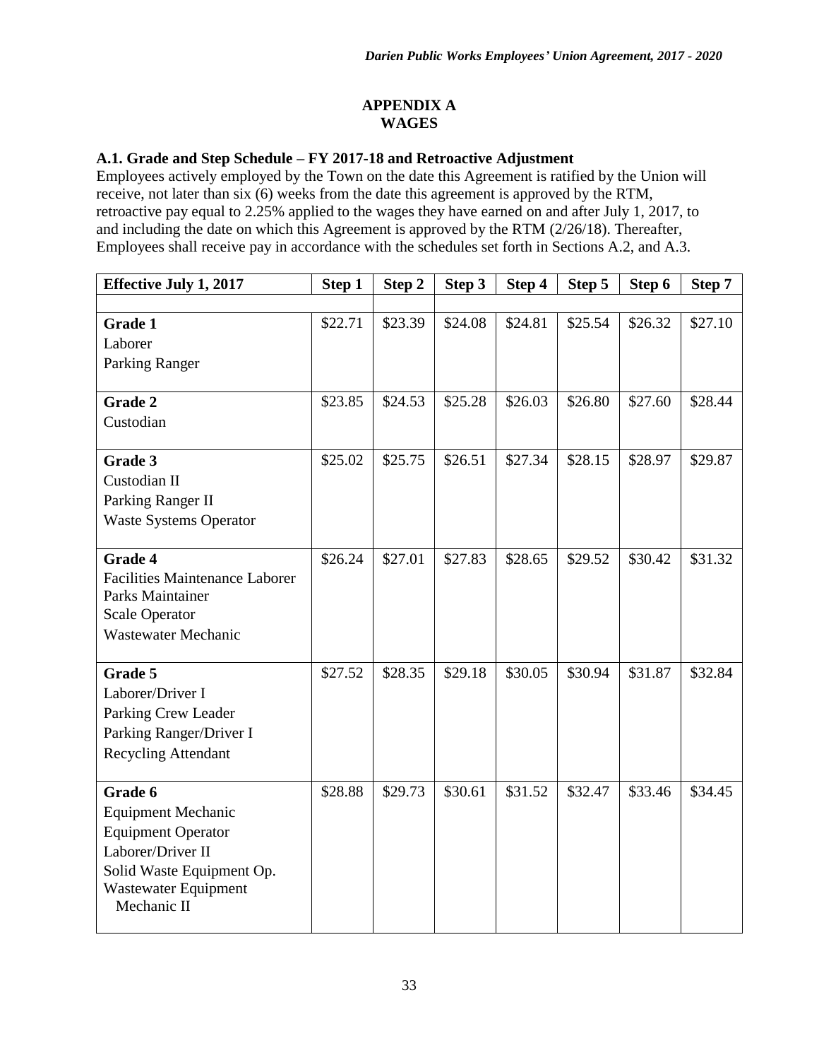# APPENDIX A
# WAGES

### A.1. Grade and Step Schedule – FY 2017-18 and Retroactive Adjustment

Employees actively employed by the Town on the date this Agreement is ratified by the Union will receive, not later than six (6) weeks from the date this agreement is approved by the RTM, retroactive pay equal to 2.25% applied to the wages they have earned on and after July 1, 2017, to and including the date on which this Agreement is approved by the RTM (2/26/18). Thereafter, Employees shall receive pay in accordance with the schedules set forth in Sections A.2, and A.3.

| Effective July 1, 2017 | Step 1 | Step 2 | Step 3 | Step 4 | Step 5 | Step 6 | Step 7 |
|---|---|---|---|---|---|---|---|
| **Grade 1**<br>Laborer<br>Parking Ranger | $22.71 | $23.39 | $24.08 | $24.81 | $25.54 | $26.32 | $27.10 |
| **Grade 2**<br>Custodian | $23.85 | $24.53 | $25.28 | $26.03 | $26.80 | $27.60 | $28.44 |
| **Grade 3**<br>Custodian II<br>Parking Ranger II<br>Waste Systems Operator | $25.02 | $25.75 | $26.51 | $27.34 | $28.15 | $28.97 | $29.87 |
| **Grade 4**<br>Facilities Maintenance Laborer<br>Parks Maintainer<br>Scale Operator<br>Wastewater Mechanic | $26.24 | $27.01 | $27.83 | $28.65 | $29.52 | $30.42 | $31.32 |
| **Grade 5**<br>Laborer/Driver I<br>Parking Crew Leader<br>Parking Ranger/Driver I<br>Recycling Attendant | $27.52 | $28.35 | $29.18 | $30.05 | $30.94 | $31.87 | $32.84 |
| **Grade 6**<br>Equipment Mechanic<br>Equipment Operator<br>Laborer/Driver II<br>Solid Waste Equipment Op.<br>Wastewater Equipment Mechanic II | $28.88 | $29.73 | $30.61 | $31.52 | $32.47 | $33.46 | $34.45 |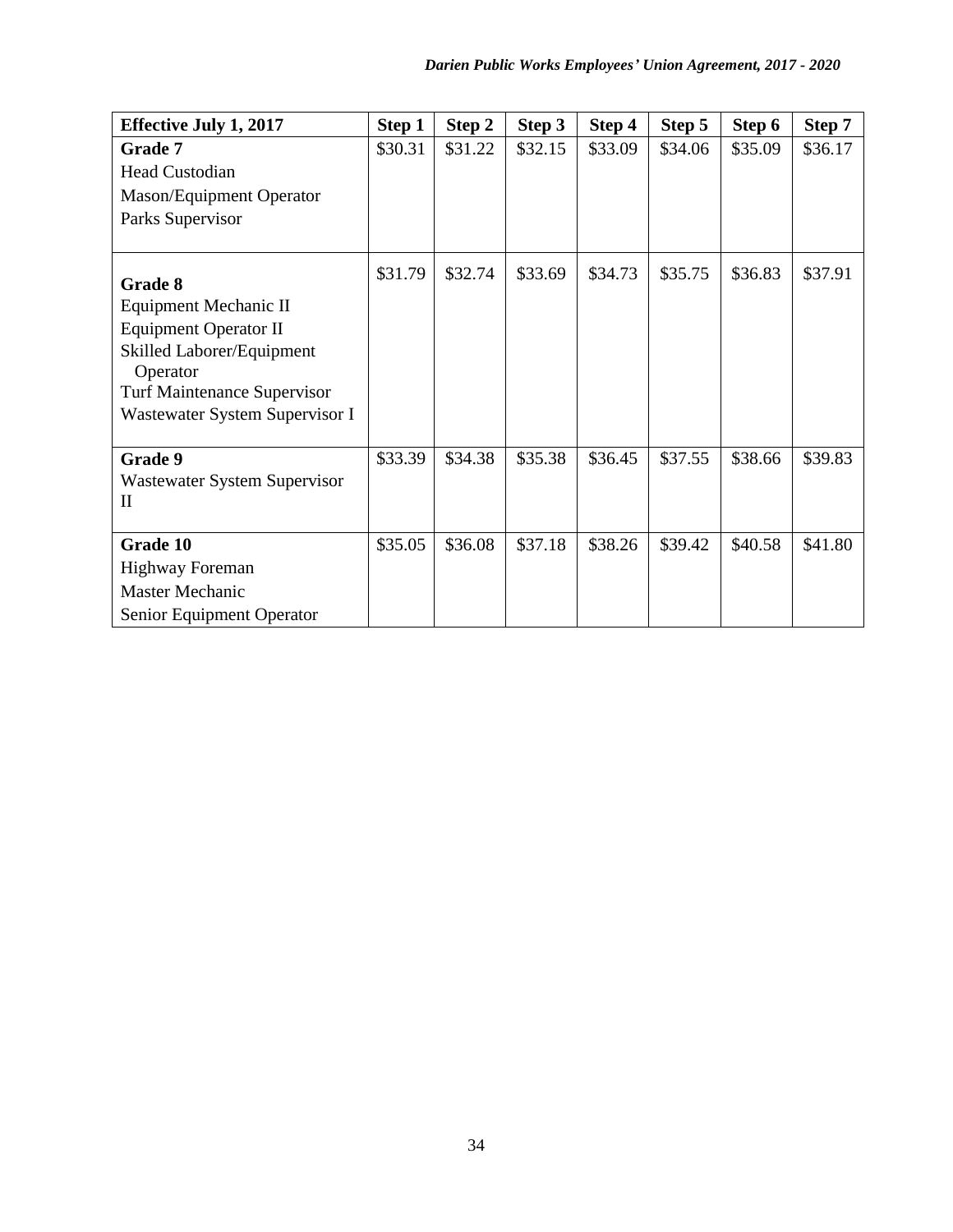| Effective July 1, 2017 | Step 1 | Step 2 | Step 3 | Step 4 | Step 5 | Step 6 | Step 7 |
|---|---|---|---|---|---|---|---|
| **Grade 7**<br>Head Custodian<br>Mason/Equipment Operator<br>Parks Supervisor | $30.31 | $31.22 | $32.15 | $33.09 | $34.06 | $35.09 | $36.17 |
| **Grade 8**<br>Equipment Mechanic II<br>Equipment Operator II<br>Skilled Laborer/Equipment Operator<br>Turf Maintenance Supervisor<br>Wastewater System Supervisor I | $31.79 | $32.74 | $33.69 | $34.73 | $35.75 | $36.83 | $37.91 |
| **Grade 9**<br>Wastewater System Supervisor II | $33.39 | $34.38 | $35.38 | $36.45 | $37.55 | $38.66 | $39.83 |
| **Grade 10**<br>Highway Foreman<br>Master Mechanic<br>Senior Equipment Operator | $35.05 | $36.08 | $37.18 | $38.26 | $39.42 | $40.58 | $41.80 |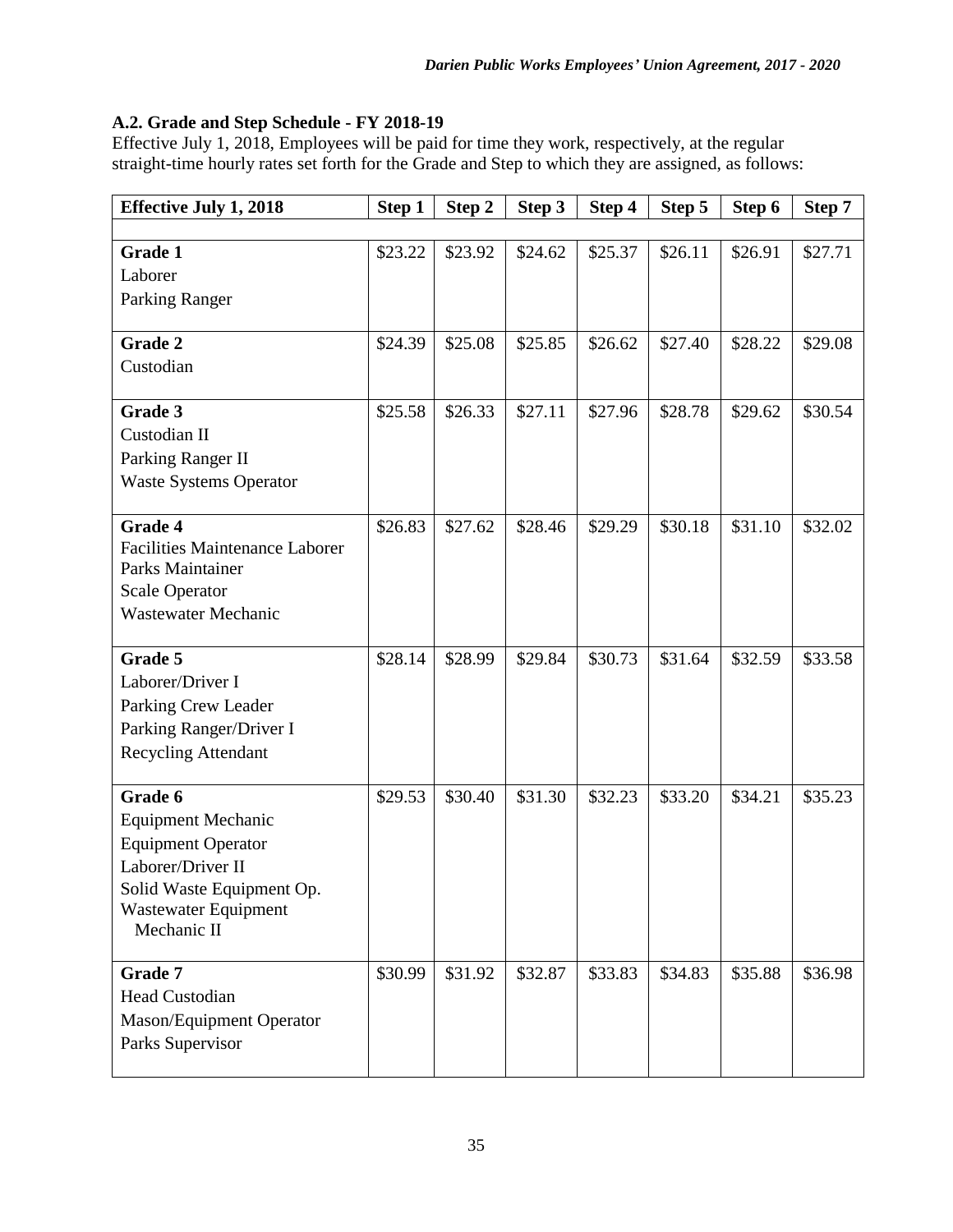### A.2. Grade and Step Schedule - FY 2018-19

Effective July 1, 2018, Employees will be paid for time they work, respectively, at the regular straight-time hourly rates set forth for the Grade and Step to which they are assigned, as follows:

| Effective July 1, 2018 | Step 1 | Step 2 | Step 3 | Step 4 | Step 5 | Step 6 | Step 7 |
|---|---|---|---|---|---|---|---|
| **Grade 1**<br>Laborer<br>Parking Ranger | $23.22 | $23.92 | $24.62 | $25.37 | $26.11 | $26.91 | $27.71 |
| **Grade 2**<br>Custodian | $24.39 | $25.08 | $25.85 | $26.62 | $27.40 | $28.22 | $29.08 |
| **Grade 3**<br>Custodian II<br>Parking Ranger II<br>Waste Systems Operator | $25.58 | $26.33 | $27.11 | $27.96 | $28.78 | $29.62 | $30.54 |
| **Grade 4**<br>Facilities Maintenance Laborer<br>Parks Maintainer<br>Scale Operator<br>Wastewater Mechanic | $26.83 | $27.62 | $28.46 | $29.29 | $30.18 | $31.10 | $32.02 |
| **Grade 5**<br>Laborer/Driver I<br>Parking Crew Leader<br>Parking Ranger/Driver I<br>Recycling Attendant | $28.14 | $28.99 | $29.84 | $30.73 | $31.64 | $32.59 | $33.58 |
| **Grade 6**<br>Equipment Mechanic<br>Equipment Operator<br>Laborer/Driver II<br>Solid Waste Equipment Op.<br>Wastewater Equipment Mechanic II | $29.53 | $30.40 | $31.30 | $32.23 | $33.20 | $34.21 | $35.23 |
| **Grade 7**<br>Head Custodian<br>Mason/Equipment Operator<br>Parks Supervisor | $30.99 | $31.92 | $32.87 | $33.83 | $34.83 | $35.88 | $36.98 |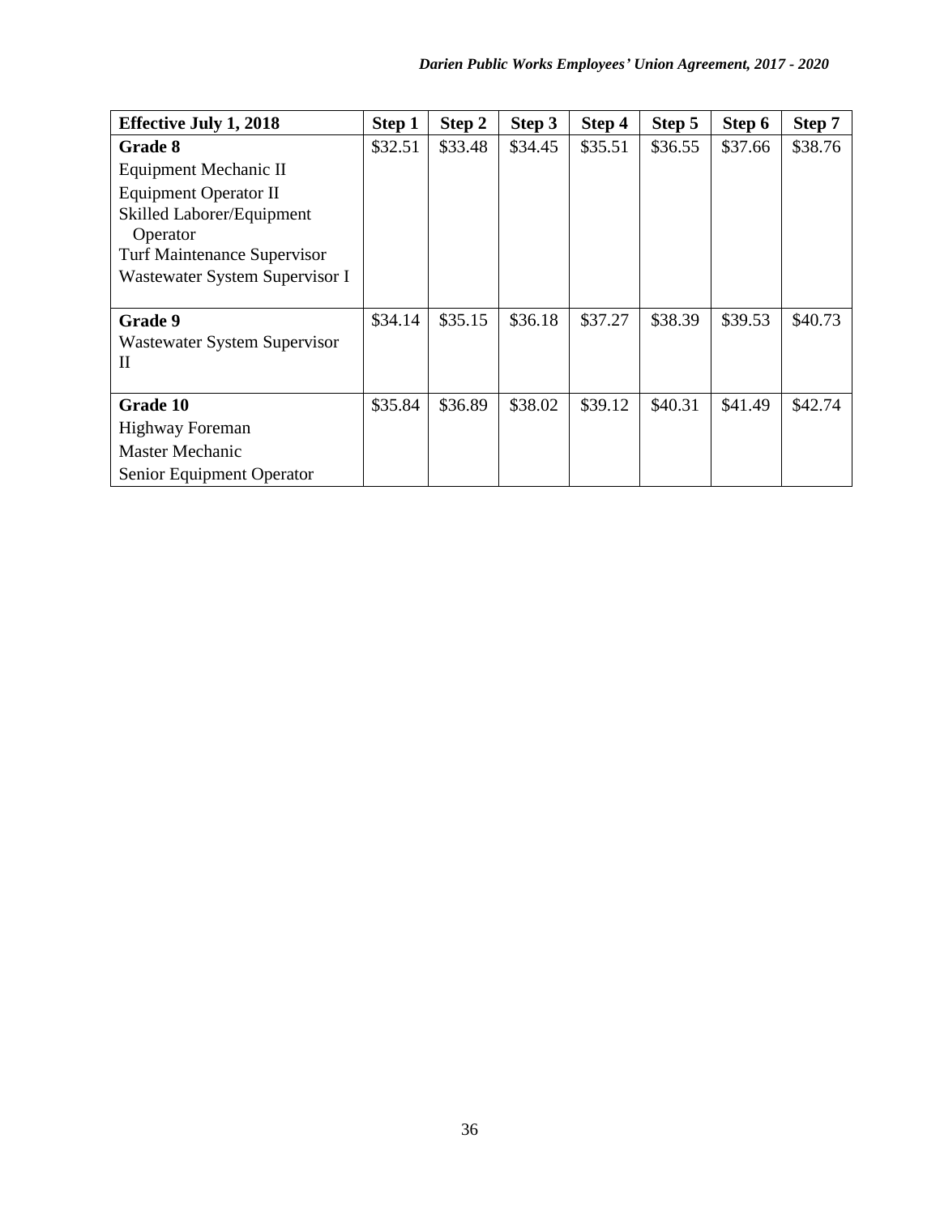| Effective July 1, 2018 | Step 1 | Step 2 | Step 3 | Step 4 | Step 5 | Step 6 | Step 7 |
|---|---|---|---|---|---|---|---|
| **Grade 8**<br>Equipment Mechanic II<br>Equipment Operator II<br>Skilled Laborer/Equipment Operator<br>Turf Maintenance Supervisor<br>Wastewater System Supervisor I | $32.51 | $33.48 | $34.45 | $35.51 | $36.55 | $37.66 | $38.76 |
| **Grade 9**<br>Wastewater System Supervisor II | $34.14 | $35.15 | $36.18 | $37.27 | $38.39 | $39.53 | $40.73 |
| **Grade 10**<br>Highway Foreman<br>Master Mechanic<br>Senior Equipment Operator | $35.84 | $36.89 | $38.02 | $39.12 | $40.31 | $41.49 | $42.74 |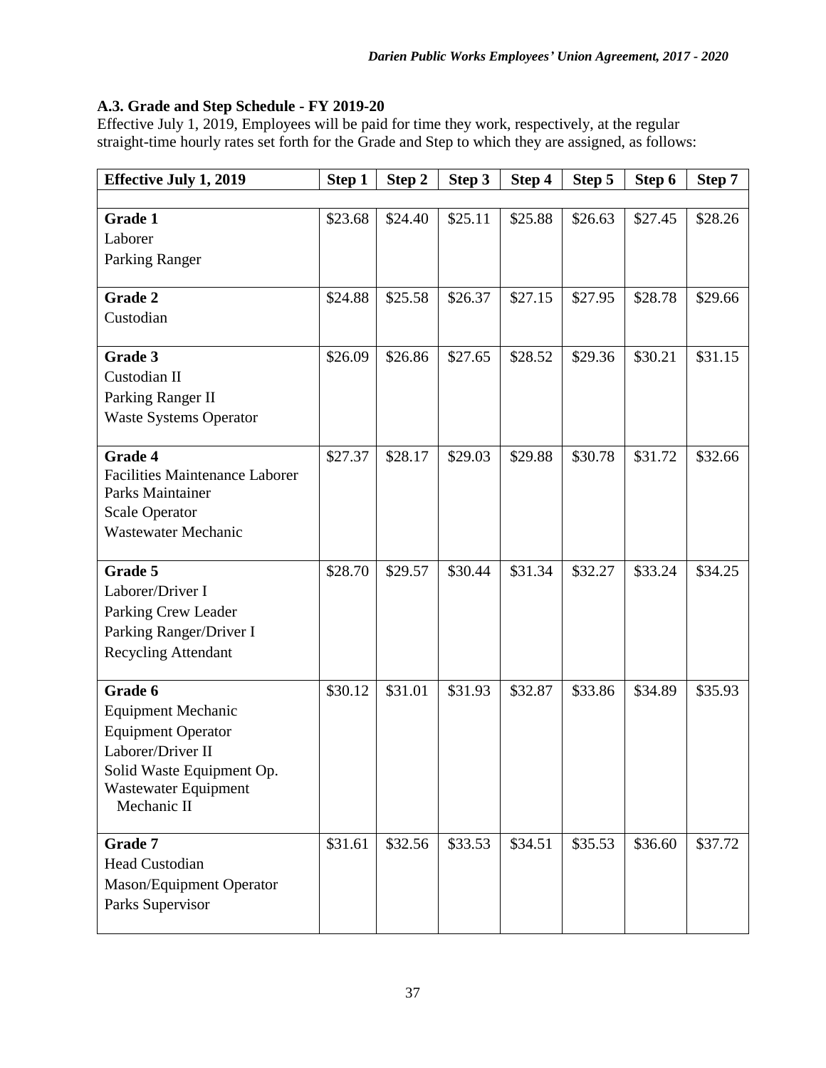### A.3. Grade and Step Schedule - FY 2019-20

Effective July 1, 2019, Employees will be paid for time they work, respectively, at the regular straight-time hourly rates set forth for the Grade and Step to which they are assigned, as follows:

| Effective July 1, 2019 | Step 1 | Step 2 | Step 3 | Step 4 | Step 5 | Step 6 | Step 7 |
|---|---|---|---|---|---|---|---|
| **Grade 1**<br>Laborer<br>Parking Ranger | $23.68 | $24.40 | $25.11 | $25.88 | $26.63 | $27.45 | $28.26 |
| **Grade 2**<br>Custodian | $24.88 | $25.58 | $26.37 | $27.15 | $27.95 | $28.78 | $29.66 |
| **Grade 3**<br>Custodian II<br>Parking Ranger II<br>Waste Systems Operator | $26.09 | $26.86 | $27.65 | $28.52 | $29.36 | $30.21 | $31.15 |
| **Grade 4**<br>Facilities Maintenance Laborer<br>Parks Maintainer<br>Scale Operator<br>Wastewater Mechanic | $27.37 | $28.17 | $29.03 | $29.88 | $30.78 | $31.72 | $32.66 |
| **Grade 5**<br>Laborer/Driver I<br>Parking Crew Leader<br>Parking Ranger/Driver I<br>Recycling Attendant | $28.70 | $29.57 | $30.44 | $31.34 | $32.27 | $33.24 | $34.25 |
| **Grade 6**<br>Equipment Mechanic<br>Equipment Operator<br>Laborer/Driver II<br>Solid Waste Equipment Op.<br>Wastewater Equipment Mechanic II | $30.12 | $31.01 | $31.93 | $32.87 | $33.86 | $34.89 | $35.93 |
| **Grade 7**<br>Head Custodian<br>Mason/Equipment Operator<br>Parks Supervisor | $31.61 | $32.56 | $33.53 | $34.51 | $35.53 | $36.60 | $37.72 |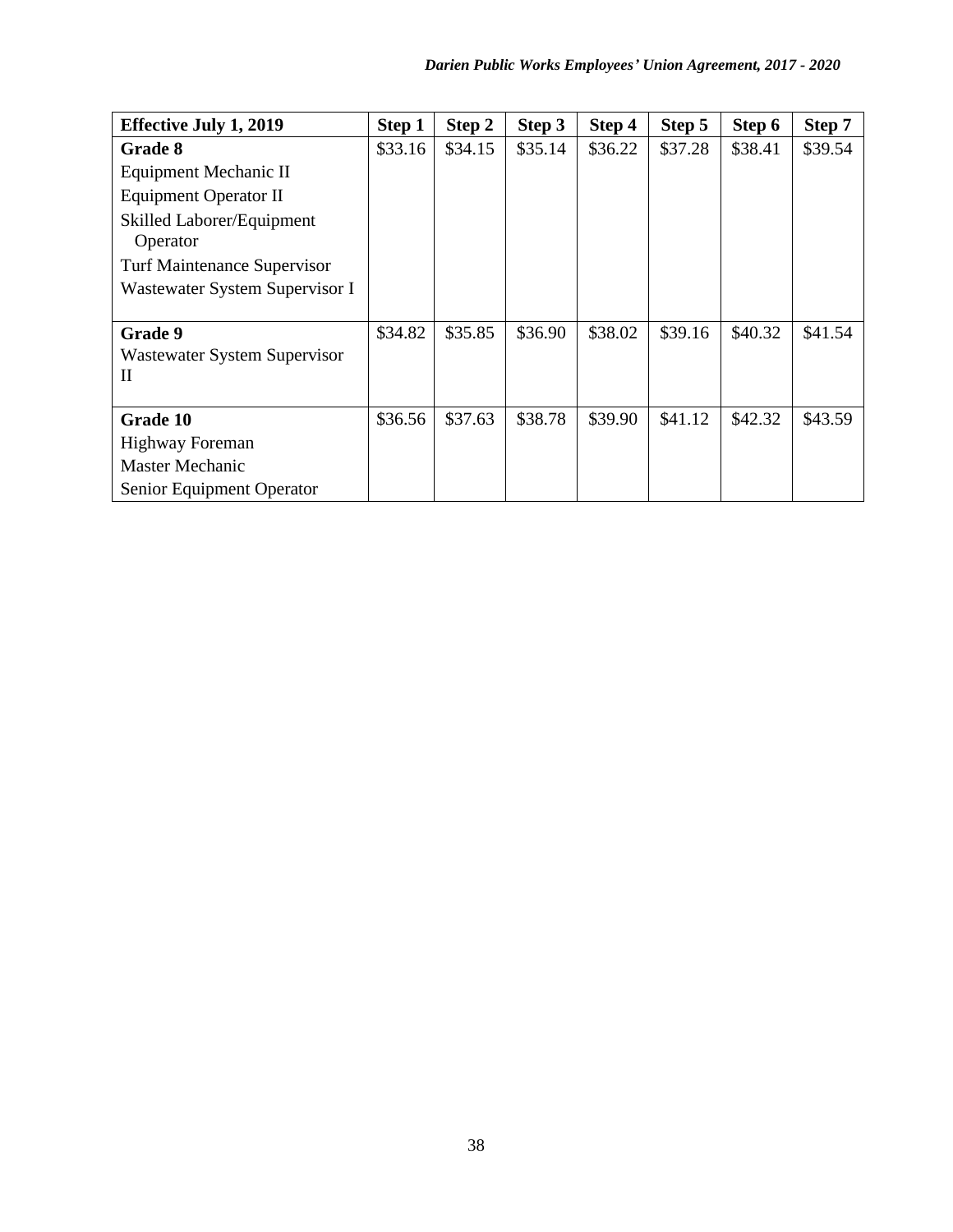| Effective July 1, 2019 | Step 1 | Step 2 | Step 3 | Step 4 | Step 5 | Step 6 | Step 7 |
|---|---|---|---|---|---|---|---|
| **Grade 8**<br>Equipment Mechanic II<br>Equipment Operator II<br>Skilled Laborer/Equipment Operator<br>Turf Maintenance Supervisor<br>Wastewater System Supervisor I | $33.16 | $34.15 | $35.14 | $36.22 | $37.28 | $38.41 | $39.54 |
| **Grade 9**<br>Wastewater System Supervisor II | $34.82 | $35.85 | $36.90 | $38.02 | $39.16 | $40.32 | $41.54 |
| **Grade 10**<br>Highway Foreman<br>Master Mechanic<br>Senior Equipment Operator | $36.56 | $37.63 | $38.78 | $39.90 | $41.12 | $42.32 | $43.59 |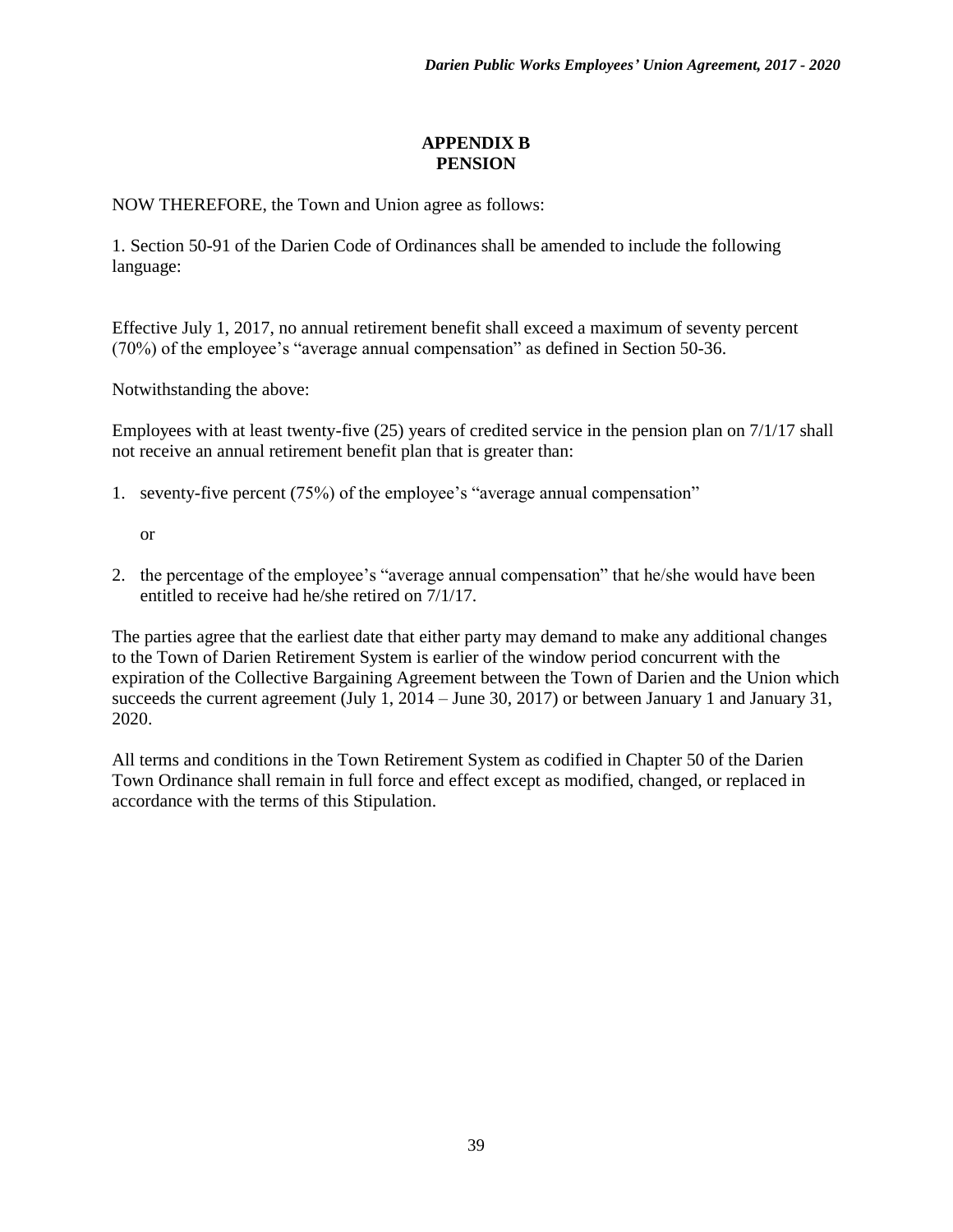## APPENDIX B
## PENSION

NOW THEREFORE, the Town and Union agree as follows:

1. Section 50-91 of the Darien Code of Ordinances shall be amended to include the following language:

Effective July 1, 2017, no annual retirement benefit shall exceed a maximum of seventy percent (70%) of the employee's "average annual compensation" as defined in Section 50-36.

Notwithstanding the above:

Employees with at least twenty-five (25) years of credited service in the pension plan on 7/1/17 shall not receive an annual retirement benefit plan that is greater than:

1. seventy-five percent (75%) of the employee's "average annual compensation"

   or

2. the percentage of the employee's "average annual compensation" that he/she would have been entitled to receive had he/she retired on 7/1/17.

The parties agree that the earliest date that either party may demand to make any additional changes to the Town of Darien Retirement System is earlier of the window period concurrent with the expiration of the Collective Bargaining Agreement between the Town of Darien and the Union which succeeds the current agreement (July 1, 2014 – June 30, 2017) or between January 1 and January 31, 2020.

All terms and conditions in the Town Retirement System as codified in Chapter 50 of the Darien Town Ordinance shall remain in full force and effect except as modified, changed, or replaced in accordance with the terms of this Stipulation.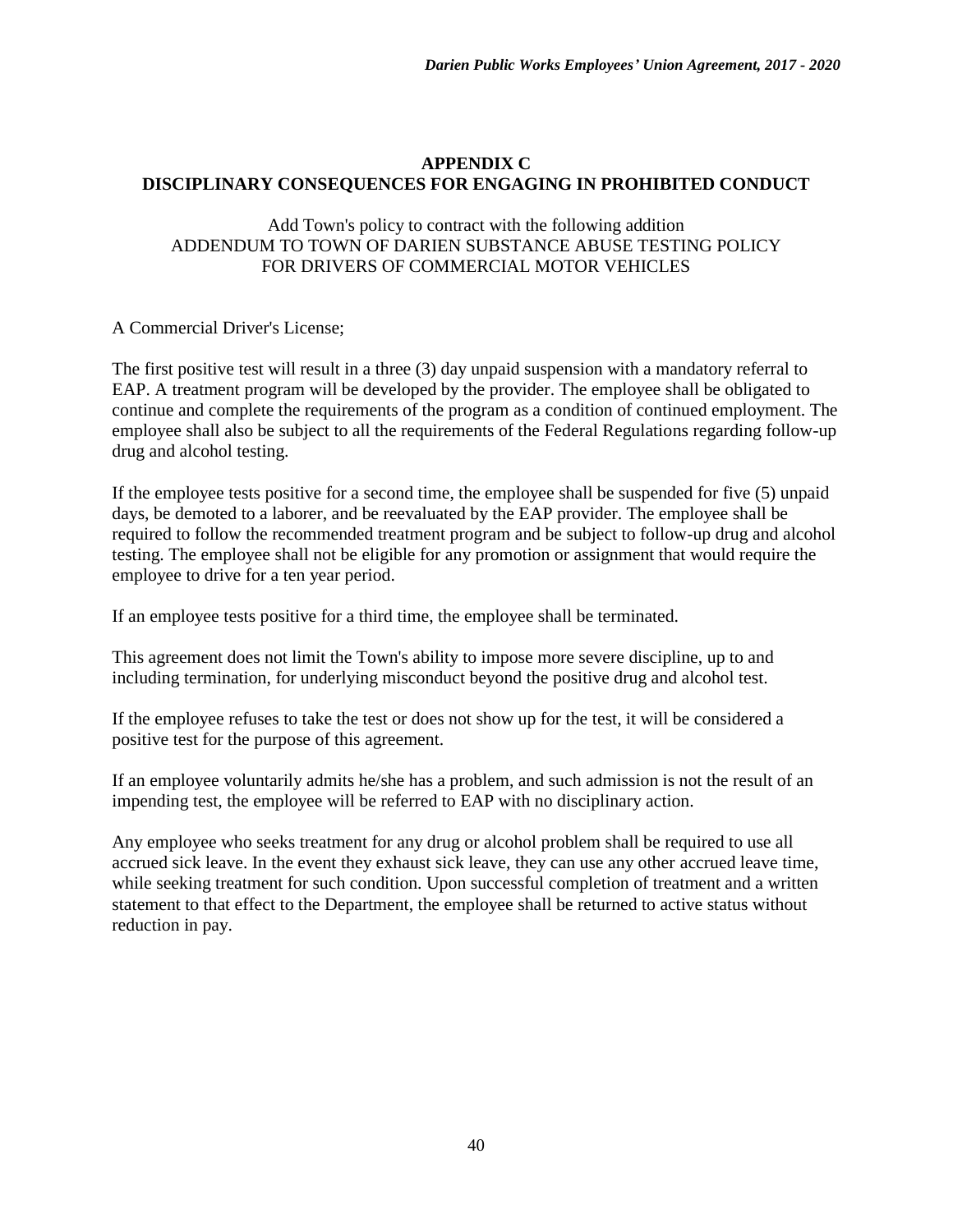## APPENDIX C
## DISCIPLINARY CONSEQUENCES FOR ENGAGING IN PROHIBITED CONDUCT

Add Town's policy to contract with the following addition
ADDENDUM TO TOWN OF DARIEN SUBSTANCE ABUSE TESTING POLICY
FOR DRIVERS OF COMMERCIAL MOTOR VEHICLES

A Commercial Driver's License;

The first positive test will result in a three (3) day unpaid suspension with a mandatory referral to EAP. A treatment program will be developed by the provider. The employee shall be obligated to continue and complete the requirements of the program as a condition of continued employment. The employee shall also be subject to all the requirements of the Federal Regulations regarding follow-up drug and alcohol testing.

If the employee tests positive for a second time, the employee shall be suspended for five (5) unpaid days, be demoted to a laborer, and be reevaluated by the EAP provider. The employee shall be required to follow the recommended treatment program and be subject to follow-up drug and alcohol testing. The employee shall not be eligible for any promotion or assignment that would require the employee to drive for a ten year period.

If an employee tests positive for a third time, the employee shall be terminated.

This agreement does not limit the Town's ability to impose more severe discipline, up to and including termination, for underlying misconduct beyond the positive drug and alcohol test.

If the employee refuses to take the test or does not show up for the test, it will be considered a positive test for the purpose of this agreement.

If an employee voluntarily admits he/she has a problem, and such admission is not the result of an impending test, the employee will be referred to EAP with no disciplinary action.

Any employee who seeks treatment for any drug or alcohol problem shall be required to use all accrued sick leave. In the event they exhaust sick leave, they can use any other accrued leave time, while seeking treatment for such condition. Upon successful completion of treatment and a written statement to that effect to the Department, the employee shall be returned to active status without reduction in pay.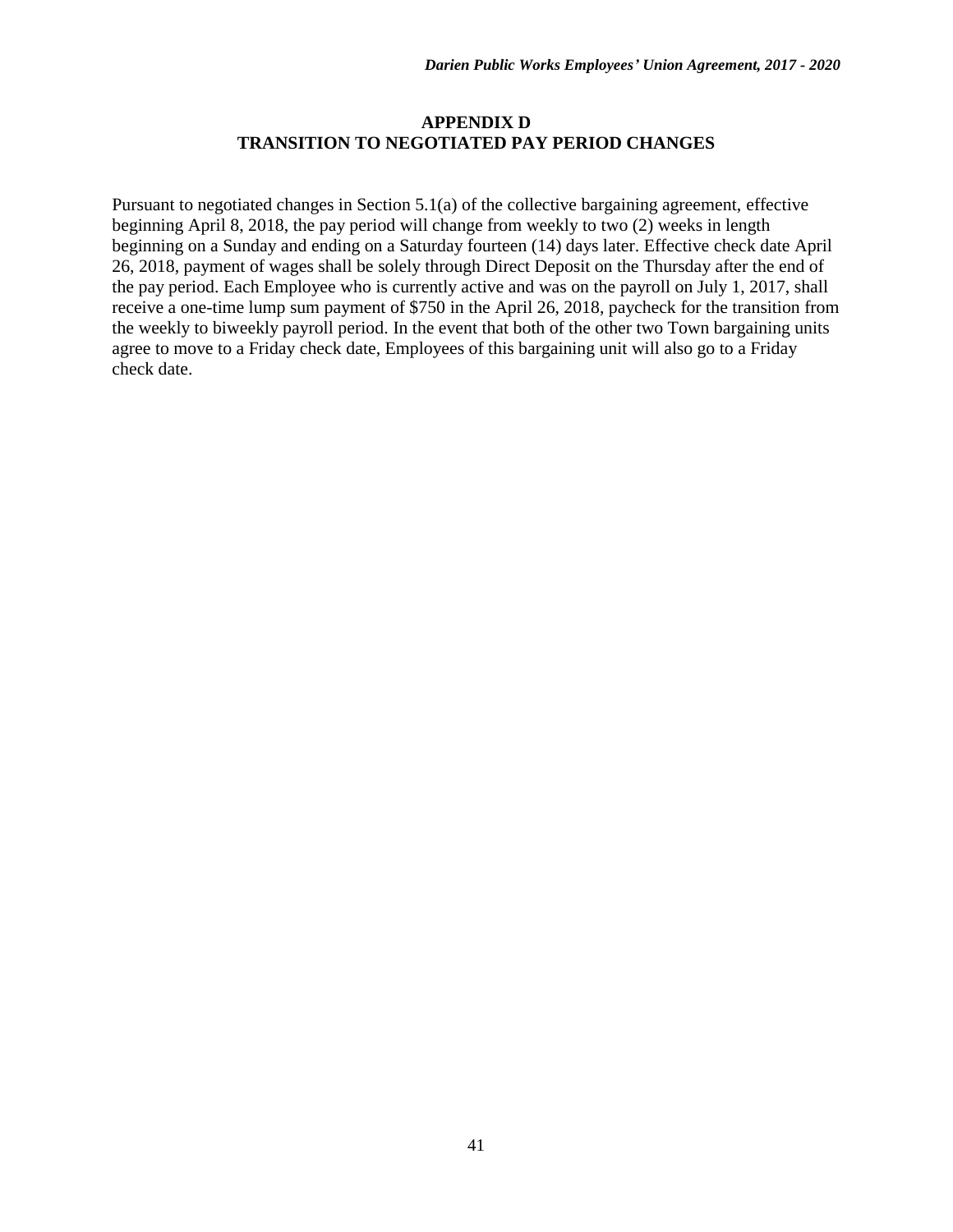## APPENDIX D
## TRANSITION TO NEGOTIATED PAY PERIOD CHANGES

Pursuant to negotiated changes in Section 5.1(a) of the collective bargaining agreement, effective beginning April 8, 2018, the pay period will change from weekly to two (2) weeks in length beginning on a Sunday and ending on a Saturday fourteen (14) days later. Effective check date April 26, 2018, payment of wages shall be solely through Direct Deposit on the Thursday after the end of the pay period. Each Employee who is currently active and was on the payroll on July 1, 2017, shall receive a one-time lump sum payment of $750 in the April 26, 2018, paycheck for the transition from the weekly to biweekly payroll period. In the event that both of the other two Town bargaining units agree to move to a Friday check date, Employees of this bargaining unit will also go to a Friday check date.